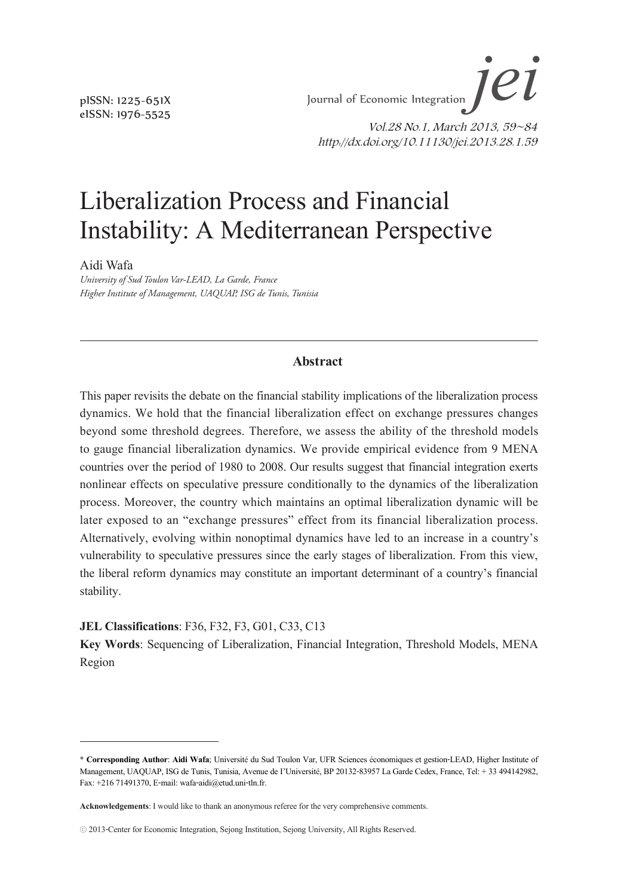pISSN: 1225-651X
eISSN: 1976-5525

Journal of Economic Integration *jei*

*Vol.28 No.1, March 2013, 59~84*
*http://dx.doi.org/10.11130/jei.2013.28.1.59*

# Liberalization Process and Financial Instability: A Mediterranean Perspective

Aidi Wafa

*University of Sud Toulon Var-LEAD, La Garde, France*
*Higher Institute of Management, UAQUAP, ISG de Tunis, Tunisia*

---

## Abstract

This paper revisits the debate on the financial stability implications of the liberalization process dynamics. We hold that the financial liberalization effect on exchange pressures changes beyond some threshold degrees. Therefore, we assess the ability of the threshold models to gauge financial liberalization dynamics. We provide empirical evidence from 9 MENA countries over the period of 1980 to 2008. Our results suggest that financial integration exerts nonlinear effects on speculative pressure conditionally to the dynamics of the liberalization process. Moreover, the country which maintains an optimal liberalization dynamic will be later exposed to an "exchange pressures" effect from its financial liberalization process. Alternatively, evolving within nonoptimal dynamics have led to an increase in a country's vulnerability to speculative pressures since the early stages of liberalization. From this view, the liberal reform dynamics may constitute an important determinant of a country's financial stability.

**JEL Classifications**: F36, F32, F3, G01, C33, C13

**Key Words**: Sequencing of Liberalization, Financial Integration, Threshold Models, MENA Region

---

\* **Corresponding Author**: **Aidi Wafa**; Université du Sud Toulon Var, UFR Sciences économiques et gestion-LEAD, Higher Institute of Management, UAQUAP, ISG de Tunis, Tunisia, Avenue de l'Université, BP 20132-83957 La Garde Cedex, France, Tel: + 33 494142982, Fax: +216 71491370, E-mail: wafa-aidi@etud.uni-tln.fr.

**Acknowledgements**: I would like to thank an anonymous referee for the very comprehensive comments.

© 2013-Center for Economic Integration, Sejong Institution, Sejong University, All Rights Reserved.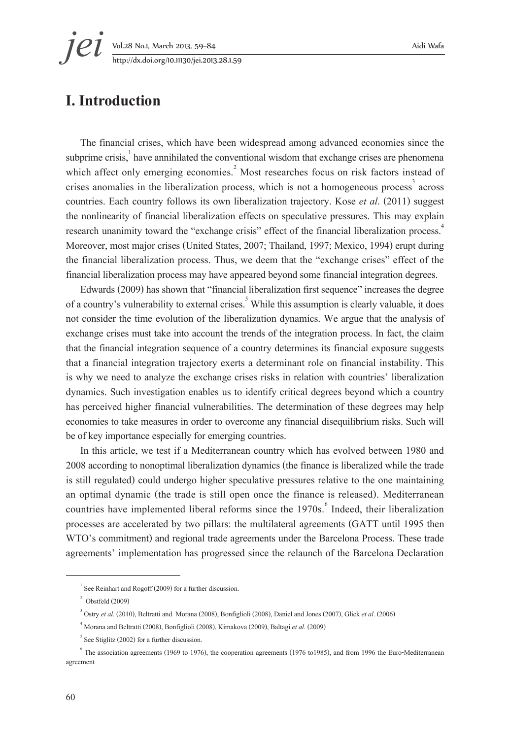# I. Introduction

The financial crises, which have been widespread among advanced economies since the subprime crisis,[1] have annihilated the conventional wisdom that exchange crises are phenomena which affect only emerging economies.[2] Most researches focus on risk factors instead of crises anomalies in the liberalization process, which is not a homogeneous process[3] across countries. Each country follows its own liberalization trajectory. Kose *et al*. (2011) suggest the nonlinearity of financial liberalization effects on speculative pressures. This may explain research unanimity toward the "exchange crisis" effect of the financial liberalization process.[4] Moreover, most major crises (United States, 2007; Thailand, 1997; Mexico, 1994) erupt during the financial liberalization process. Thus, we deem that the "exchange crises" effect of the financial liberalization process may have appeared beyond some financial integration degrees.

Edwards (2009) has shown that "financial liberalization first sequence" increases the degree of a country's vulnerability to external crises.[5] While this assumption is clearly valuable, it does not consider the time evolution of the liberalization dynamics. We argue that the analysis of exchange crises must take into account the trends of the integration process. In fact, the claim that the financial integration sequence of a country determines its financial exposure suggests that a financial integration trajectory exerts a determinant role on financial instability. This is why we need to analyze the exchange crises risks in relation with countries' liberalization dynamics. Such investigation enables us to identify critical degrees beyond which a country has perceived higher financial vulnerabilities. The determination of these degrees may help economies to take measures in order to overcome any financial disequilibrium risks. Such will be of key importance especially for emerging countries.

In this article, we test if a Mediterranean country which has evolved between 1980 and 2008 according to nonoptimal liberalization dynamics (the finance is liberalized while the trade is still regulated) could undergo higher speculative pressures relative to the one maintaining an optimal dynamic (the trade is still open once the finance is released). Mediterranean countries have implemented liberal reforms since the 1970s.[6] Indeed, their liberalization processes are accelerated by two pillars: the multilateral agreements (GATT until 1995 then WTO's commitment) and regional trade agreements under the Barcelona Process. These trade agreements' implementation has progressed since the relaunch of the Barcelona Declaration

---

[1] See Reinhart and Rogoff (2009) for a further discussion.

[2] Obstfeld (2009)

[3] Ostry *et al*. (2010), Beltratti and Morana (2008), Bonfiglioli (2008), Daniel and Jones (2007), Glick *et al*. (2006)

[4] Morana and Beltratti (2008), Bonfiglioli (2008), Kimakova (2009), Baltagi *et al*. (2009)

[5] See Stiglitz (2002) for a further discussion.

[6] The association agreements (1969 to 1976), the cooperation agreements (1976 to1985), and from 1996 the Euro-Mediterranean agreement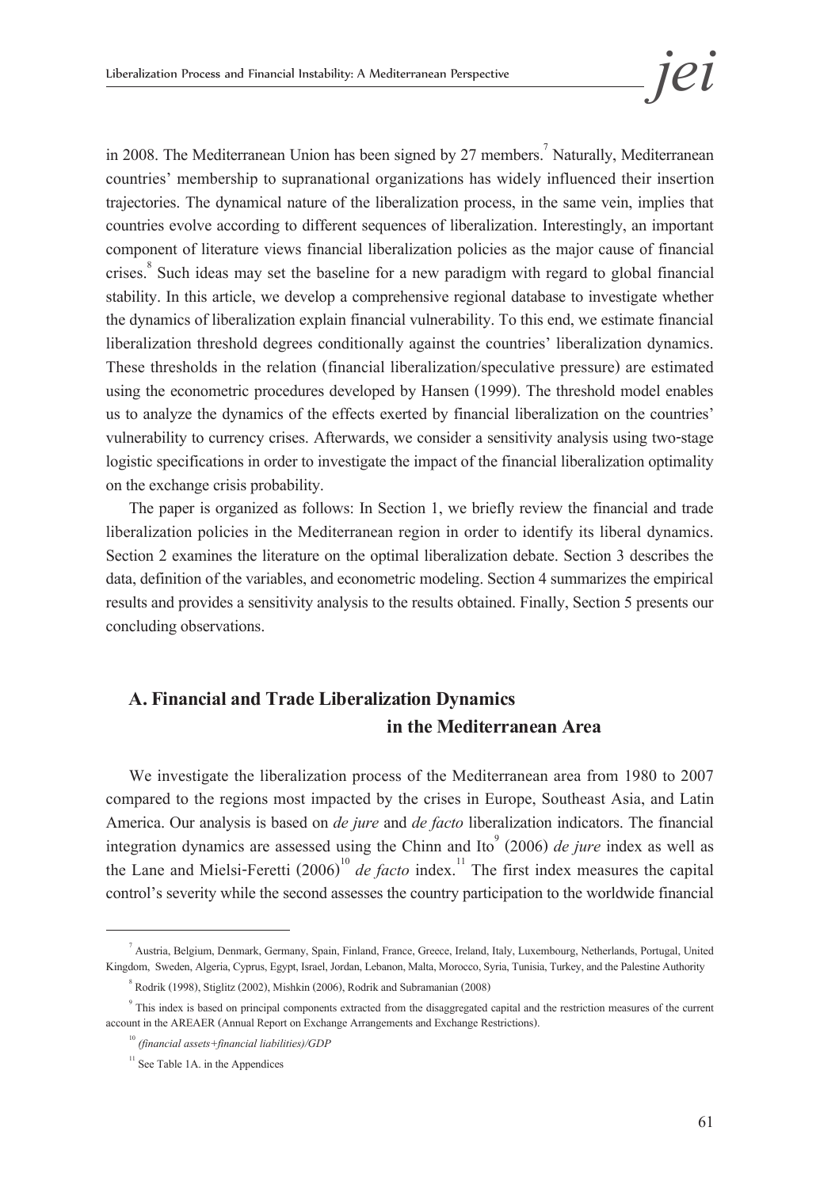in 2008. The Mediterranean Union has been signed by 27 members.[7] Naturally, Mediterranean countries' membership to supranational organizations has widely influenced their insertion trajectories. The dynamical nature of the liberalization process, in the same vein, implies that countries evolve according to different sequences of liberalization. Interestingly, an important component of literature views financial liberalization policies as the major cause of financial crises.[8] Such ideas may set the baseline for a new paradigm with regard to global financial stability. In this article, we develop a comprehensive regional database to investigate whether the dynamics of liberalization explain financial vulnerability. To this end, we estimate financial liberalization threshold degrees conditionally against the countries' liberalization dynamics. These thresholds in the relation (financial liberalization/speculative pressure) are estimated using the econometric procedures developed by Hansen (1999). The threshold model enables us to analyze the dynamics of the effects exerted by financial liberalization on the countries' vulnerability to currency crises. Afterwards, we consider a sensitivity analysis using two-stage logistic specifications in order to investigate the impact of the financial liberalization optimality on the exchange crisis probability.

The paper is organized as follows: In Section 1, we briefly review the financial and trade liberalization policies in the Mediterranean region in order to identify its liberal dynamics. Section 2 examines the literature on the optimal liberalization debate. Section 3 describes the data, definition of the variables, and econometric modeling. Section 4 summarizes the empirical results and provides a sensitivity analysis to the results obtained. Finally, Section 5 presents our concluding observations.

## A. Financial and Trade Liberalization Dynamics in the Mediterranean Area

We investigate the liberalization process of the Mediterranean area from 1980 to 2007 compared to the regions most impacted by the crises in Europe, Southeast Asia, and Latin America. Our analysis is based on *de jure* and *de facto* liberalization indicators. The financial integration dynamics are assessed using the Chinn and Ito[9] (2006) *de jure* index as well as the Lane and Mielsi-Feretti (2006)[10] *de facto* index.[11] The first index measures the capital control's severity while the second assesses the country participation to the worldwide financial

---

[7] Austria, Belgium, Denmark, Germany, Spain, Finland, France, Greece, Ireland, Italy, Luxembourg, Netherlands, Portugal, United Kingdom, Sweden, Algeria, Cyprus, Egypt, Israel, Jordan, Lebanon, Malta, Morocco, Syria, Tunisia, Turkey, and the Palestine Authority

[8] Rodrik (1998), Stiglitz (2002), Mishkin (2006), Rodrik and Subramanian (2008)

[9] This index is based on principal components extracted from the disaggregated capital and the restriction measures of the current account in the AREAER (Annual Report on Exchange Arrangements and Exchange Restrictions).

[10] *(financial assets+financial liabilities)/GDP*

[11] See Table 1A. in the Appendices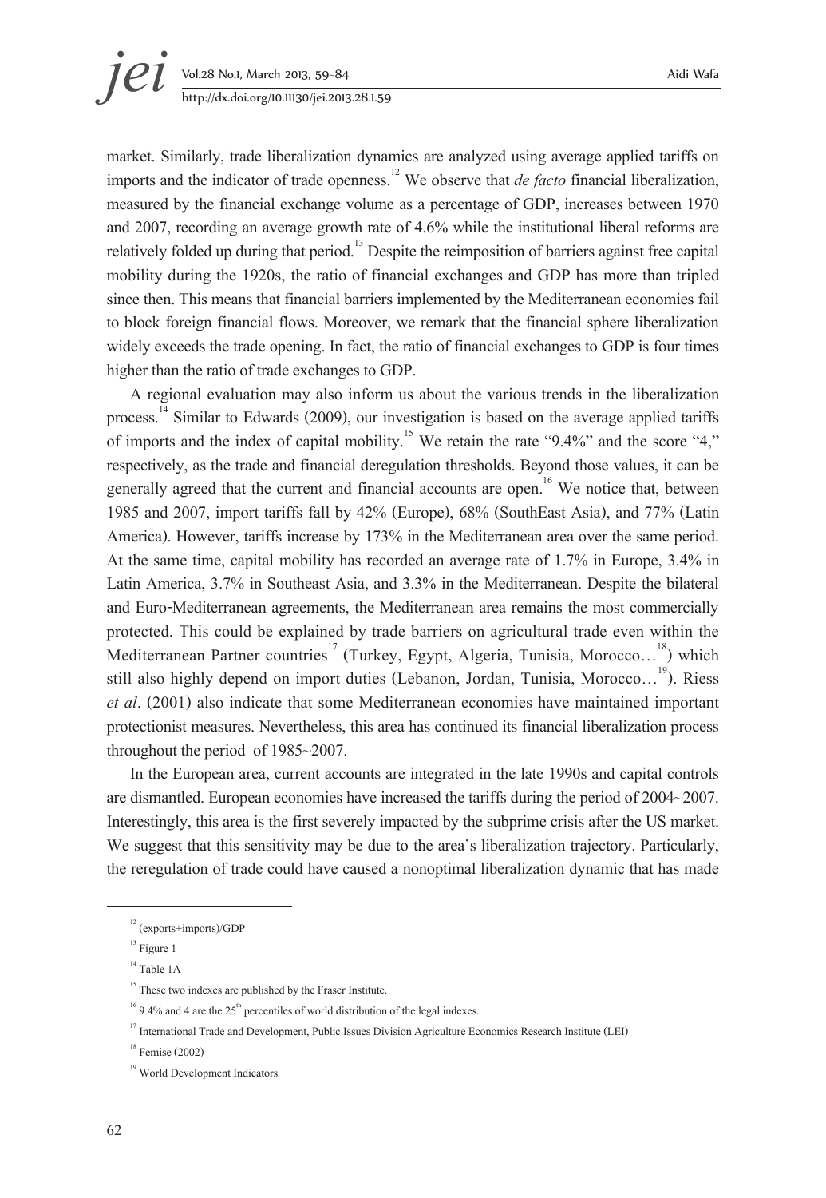market. Similarly, trade liberalization dynamics are analyzed using average applied tariffs on imports and the indicator of trade openness.[12] We observe that *de facto* financial liberalization, measured by the financial exchange volume as a percentage of GDP, increases between 1970 and 2007, recording an average growth rate of 4.6% while the institutional liberal reforms are relatively folded up during that period.[13] Despite the reimposition of barriers against free capital mobility during the 1920s, the ratio of financial exchanges and GDP has more than tripled since then. This means that financial barriers implemented by the Mediterranean economies fail to block foreign financial flows. Moreover, we remark that the financial sphere liberalization widely exceeds the trade opening. In fact, the ratio of financial exchanges to GDP is four times higher than the ratio of trade exchanges to GDP.

A regional evaluation may also inform us about the various trends in the liberalization process.[14] Similar to Edwards (2009), our investigation is based on the average applied tariffs of imports and the index of capital mobility.[15] We retain the rate "9.4%" and the score "4," respectively, as the trade and financial deregulation thresholds. Beyond those values, it can be generally agreed that the current and financial accounts are open.[16] We notice that, between 1985 and 2007, import tariffs fall by 42% (Europe), 68% (SouthEast Asia), and 77% (Latin America). However, tariffs increase by 173% in the Mediterranean area over the same period. At the same time, capital mobility has recorded an average rate of 1.7% in Europe, 3.4% in Latin America, 3.7% in Southeast Asia, and 3.3% in the Mediterranean. Despite the bilateral and Euro-Mediterranean agreements, the Mediterranean area remains the most commercially protected. This could be explained by trade barriers on agricultural trade even within the Mediterranean Partner countries[17] (Turkey, Egypt, Algeria, Tunisia, Morocco…[18]) which still also highly depend on import duties (Lebanon, Jordan, Tunisia, Morocco…[19]). Riess *et al*. (2001) also indicate that some Mediterranean economies have maintained important protectionist measures. Nevertheless, this area has continued its financial liberalization process throughout the period of 1985~2007.

In the European area, current accounts are integrated in the late 1990s and capital controls are dismantled. European economies have increased the tariffs during the period of 2004~2007. Interestingly, this area is the first severely impacted by the subprime crisis after the US market. We suggest that this sensitivity may be due to the area's liberalization trajectory. Particularly, the reregulation of trade could have caused a nonoptimal liberalization dynamic that has made

---

[12] (exports+imports)/GDP

[13] Figure 1

[14] Table 1A

[15] These two indexes are published by the Fraser Institute.

[16] 9.4% and 4 are the 25th percentiles of world distribution of the legal indexes.

[17] International Trade and Development, Public Issues Division Agriculture Economics Research Institute (LEI)

[18] Femise (2002)

[19] World Development Indicators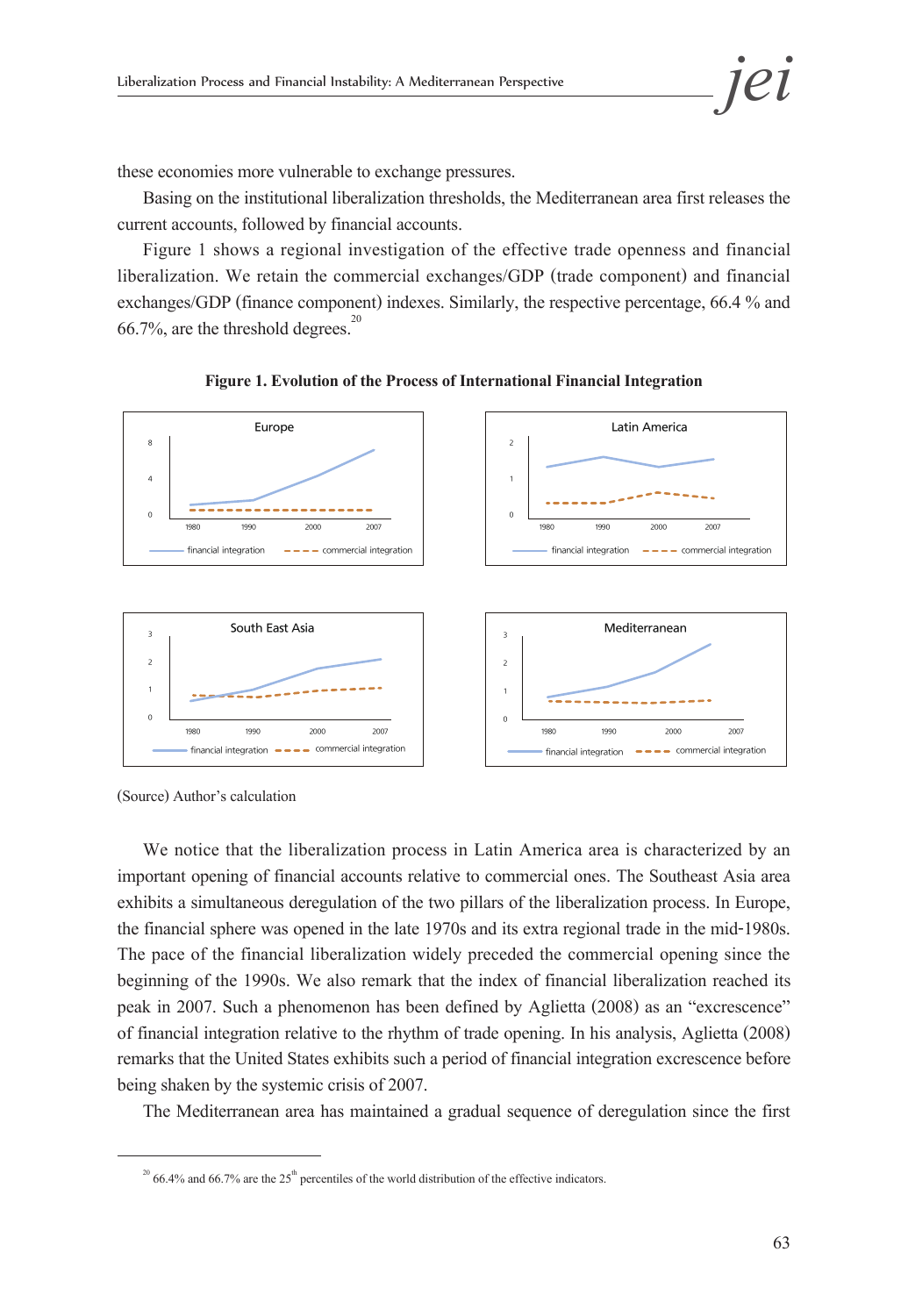these economies more vulnerable to exchange pressures.

Basing on the institutional liberalization thresholds, the Mediterranean area first releases the current accounts, followed by financial accounts.

Figure 1 shows a regional investigation of the effective trade openness and financial liberalization. We retain the commercial exchanges/GDP (trade component) and financial exchanges/GDP (finance component) indexes. Similarly, the respective percentage, 66.4 % and 66.7%, are the threshold degrees.[20]

**Figure 1. Evolution of the Process of International Financial Integration**

(Source) Author's calculation

We notice that the liberalization process in Latin America area is characterized by an important opening of financial accounts relative to commercial ones. The Southeast Asia area exhibits a simultaneous deregulation of the two pillars of the liberalization process. In Europe, the financial sphere was opened in the late 1970s and its extra regional trade in the mid-1980s. The pace of the financial liberalization widely preceded the commercial opening since the beginning of the 1990s. We also remark that the index of financial liberalization reached its peak in 2007. Such a phenomenon has been defined by Aglietta (2008) as an "excrescence" of financial integration relative to the rhythm of trade opening. In his analysis, Aglietta (2008) remarks that the United States exhibits such a period of financial integration excrescence before being shaken by the systemic crisis of 2007.

The Mediterranean area has maintained a gradual sequence of deregulation since the first

---

[20] 66.4% and 66.7% are the 25th percentiles of the world distribution of the effective indicators.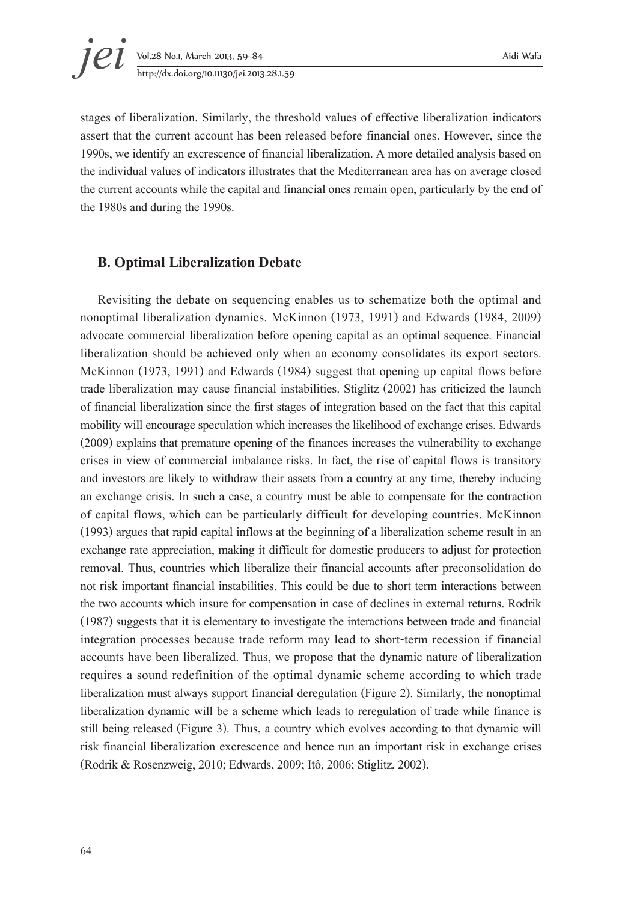stages of liberalization. Similarly, the threshold values of effective liberalization indicators assert that the current account has been released before financial ones. However, since the 1990s, we identify an excrescence of financial liberalization. A more detailed analysis based on the individual values of indicators illustrates that the Mediterranean area has on average closed the current accounts while the capital and financial ones remain open, particularly by the end of the 1980s and during the 1990s.

### B. Optimal Liberalization Debate

Revisiting the debate on sequencing enables us to schematize both the optimal and nonoptimal liberalization dynamics. McKinnon (1973, 1991) and Edwards (1984, 2009) advocate commercial liberalization before opening capital as an optimal sequence. Financial liberalization should be achieved only when an economy consolidates its export sectors. McKinnon (1973, 1991) and Edwards (1984) suggest that opening up capital flows before trade liberalization may cause financial instabilities. Stiglitz (2002) has criticized the launch of financial liberalization since the first stages of integration based on the fact that this capital mobility will encourage speculation which increases the likelihood of exchange crises. Edwards (2009) explains that premature opening of the finances increases the vulnerability to exchange crises in view of commercial imbalance risks. In fact, the rise of capital flows is transitory and investors are likely to withdraw their assets from a country at any time, thereby inducing an exchange crisis. In such a case, a country must be able to compensate for the contraction of capital flows, which can be particularly difficult for developing countries. McKinnon (1993) argues that rapid capital inflows at the beginning of a liberalization scheme result in an exchange rate appreciation, making it difficult for domestic producers to adjust for protection removal. Thus, countries which liberalize their financial accounts after preconsolidation do not risk important financial instabilities. This could be due to short term interactions between the two accounts which insure for compensation in case of declines in external returns. Rodrik (1987) suggests that it is elementary to investigate the interactions between trade and financial integration processes because trade reform may lead to short-term recession if financial accounts have been liberalized. Thus, we propose that the dynamic nature of liberalization requires a sound redefinition of the optimal dynamic scheme according to which trade liberalization must always support financial deregulation (Figure 2). Similarly, the nonoptimal liberalization dynamic will be a scheme which leads to reregulation of trade while finance is still being released (Figure 3). Thus, a country which evolves according to that dynamic will risk financial liberalization excrescence and hence run an important risk in exchange crises (Rodrik & Rosenzweig, 2010; Edwards, 2009; Itô, 2006; Stiglitz, 2002).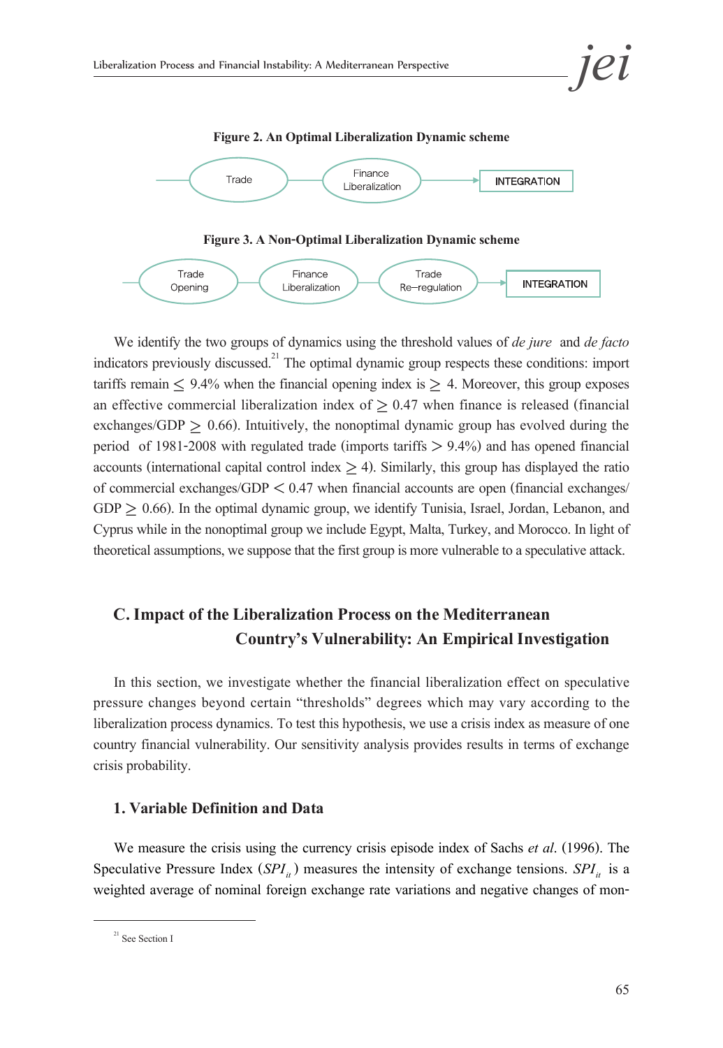**Figure 2. An Optimal Liberalization Dynamic scheme**

Trade → Finance Liberalization → INTEGRATION

**Figure 3. A Non-Optimal Liberalization Dynamic scheme**

Trade Opening → Finance Liberalization → Trade Re–regulation → INTEGRATION

We identify the two groups of dynamics using the threshold values of *de jure* and *de facto* indicators previously discussed.[21] The optimal dynamic group respects these conditions: import tariffs remain $\leq$ 9.4% when the financial opening index is $\geq$ 4. Moreover, this group exposes an effective commercial liberalization index of $\geq$ 0.47 when finance is released (financial exchanges/GDP $\geq$ 0.66). Intuitively, the nonoptimal dynamic group has evolved during the period of 1981-2008 with regulated trade (imports tariffs $>$ 9.4%) and has opened financial accounts (international capital control index $\geq$ 4). Similarly, this group has displayed the ratio of commercial exchanges/GDP $<$ 0.47 when financial accounts are open (financial exchanges/GDP $\geq$ 0.66). In the optimal dynamic group, we identify Tunisia, Israel, Jordan, Lebanon, and Cyprus while in the nonoptimal group we include Egypt, Malta, Turkey, and Morocco. In light of theoretical assumptions, we suppose that the first group is more vulnerable to a speculative attack.

## C. Impact of the Liberalization Process on the Mediterranean Country's Vulnerability: An Empirical Investigation

In this section, we investigate whether the financial liberalization effect on speculative pressure changes beyond certain "thresholds" degrees which may vary according to the liberalization process dynamics. To test this hypothesis, we use a crisis index as measure of one country financial vulnerability. Our sensitivity analysis provides results in terms of exchange crisis probability.

### 1. Variable Definition and Data

We measure the crisis using the currency crisis episode index of Sachs *et al*. (1996). The Speculative Pressure Index ($SPI_{it}$) measures the intensity of exchange tensions. $SPI_{it}$ is a weighted average of nominal foreign exchange rate variations and negative changes of mon-

---

[21] See Section I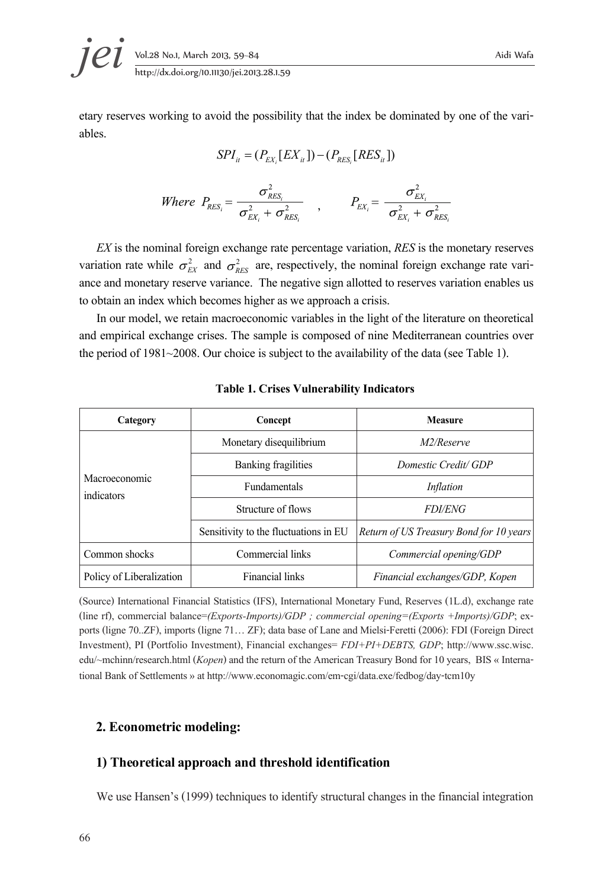etary reserves working to avoid the possibility that the index be dominated by one of the variables.

$$SPI_{it} = (P_{EX_i}[EX_{it}]) - (P_{RES_i}[RES_{it}])$$

$$Where\ \ P_{RES_i} = \frac{\sigma^2_{RES_i}}{\sigma^2_{EX_i} + \sigma^2_{RES_i}} \quad , \qquad P_{EX_i} = \frac{\sigma^2_{EX_i}}{\sigma^2_{EX_i} + \sigma^2_{RES_i}}$$

*EX* is the nominal foreign exchange rate percentage variation, *RES* is the monetary reserves variation rate while $\sigma^2_{EX}$ and $\sigma^2_{RES}$ are, respectively, the nominal foreign exchange rate variance and monetary reserve variance. The negative sign allotted to reserves variation enables us to obtain an index which becomes higher as we approach a crisis.

In our model, we retain macroeconomic variables in the light of the literature on theoretical and empirical exchange crises. The sample is composed of nine Mediterranean countries over the period of 1981~2008. Our choice is subject to the availability of the data (see Table 1).

**Table 1. Crises Vulnerability Indicators**

| Category | Concept | Measure |
|---|---|---|
| Macroeconomic indicators | Monetary disequilibrium | *M2/Reserve* |
| | Banking fragilities | *Domestic Credit/ GDP* |
| | Fundamentals | *Inflation* |
| | Structure of flows | *FDI/ENG* |
| | Sensitivity to the fluctuations in EU | *Return of US Treasury Bond for 10 years* |
| Common shocks | Commercial links | *Commercial opening/GDP* |
| Policy of Liberalization | Financial links | *Financial exchanges/GDP, Kopen* |

(Source) International Financial Statistics (IFS), International Monetary Fund, Reserves (1L.d), exchange rate (line rf), commercial balance=*(Exports-Imports)/GDP ; commercial opening=(Exports +Imports)/GDP*; exports (ligne 70..ZF), imports (ligne 71… ZF); data base of Lane and Mielsi-Feretti (2006): FDI (Foreign Direct Investment), PI (Portfolio Investment), Financial exchanges= *FDI+PI+DEBTS, GDP*; http://www.ssc.wisc.edu/~mchinn/research.html (*Kopen*) and the return of the American Treasury Bond for 10 years, BIS « International Bank of Settlements » at http://www.economagic.com/em-cgi/data.exe/fedbog/day-tcm10y

## 2. Econometric modeling:

### 1) Theoretical approach and threshold identification

We use Hansen's (1999) techniques to identify structural changes in the financial integration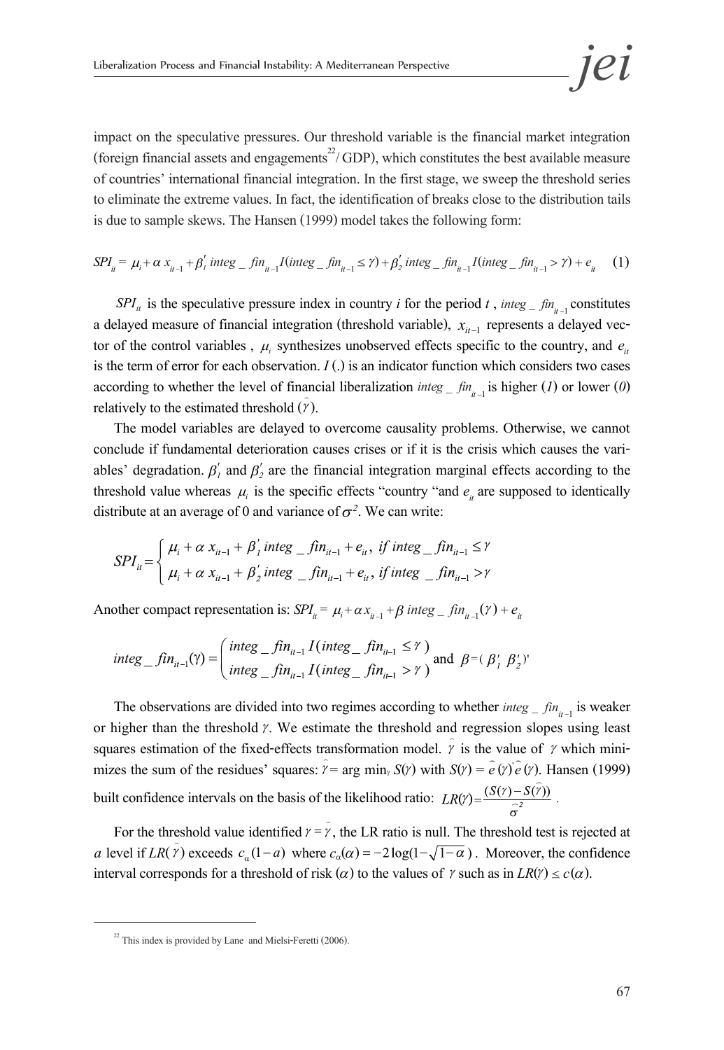impact on the speculative pressures. Our threshold variable is the financial market integration (foreign financial assets and engagements[22]/ GDP), which constitutes the best available measure of countries' international financial integration. In the first stage, we sweep the threshold series to eliminate the extreme values. In fact, the identification of breaks close to the distribution tails is due to sample skews. The Hansen (1999) model takes the following form:

$$SPI_{it} = \mu_i + \alpha\, x_{it-1} + \beta_1'\, integ\_fin_{it-1} I(integ\_fin_{it-1} \leq \gamma) + \beta_2'\, integ\_fin_{it-1} I(integ\_fin_{it-1} > \gamma) + e_{it} \quad (1)$$

$SPI_{it}$ is the speculative pressure index in country $i$ for the period $t$ , $integ\_fin_{it-1}$ constitutes a delayed measure of financial integration (threshold variable), $x_{it-1}$ represents a delayed vector of the control variables , $\mu_i$ synthesizes unobserved effects specific to the country, and $e_{it}$ is the term of error for each observation. $I$ (.) is an indicator function which considers two cases according to whether the level of financial liberalization $integ\_fin_{it-1}$ is higher (*1*) or lower (*0*) relatively to the estimated threshold ($\hat{\gamma}$).

The model variables are delayed to overcome causality problems. Otherwise, we cannot conclude if fundamental deterioration causes crises or if it is the crisis which causes the variables' degradation. $\beta_1'$ and $\beta_2'$ are the financial integration marginal effects according to the threshold value whereas $\mu_i$ is the specific effects "country "and $e_{it}$ are supposed to identically distribute at an average of 0 and variance of $\sigma^2$. We can write:

$$SPI_{it} = \begin{cases} \mu_i + \alpha\, x_{it-1} + \beta_1'\, integ\_fin_{it-1} + e_{it},\ if\ integ\_fin_{it-1} \leq \gamma \\ \mu_i + \alpha\, x_{it-1} + \beta_2'\, integ\_fin_{it-1} + e_{it},\ if\ integ\_fin_{it-1} > \gamma \end{cases}$$

Another compact representation is: $SPI_{it} = \mu_i + \alpha\, x_{it-1} + \beta\, integ\_fin_{it-1}(\gamma) + e_{it}$

$$integ\_fin_{it-1}(\gamma) = \begin{pmatrix} integ\_fin_{it-1}\, I(integ\_fin_{it-1} \leq \gamma) \\ integ\_fin_{it-1}\, I(integ\_fin_{it-1} > \gamma) \end{pmatrix} \text{ and } \beta = (\beta_1' \;\; \beta_2')'$$

The observations are divided into two regimes according to whether $integ\_fin_{it-1}$ is weaker or higher than the threshold $\gamma$. We estimate the threshold and regression slopes using least squares estimation of the fixed-effects transformation model. $\hat{\gamma}$ is the value of $\gamma$ which minimizes the sum of the residues' squares: $\hat{\gamma} = \arg\min_{\gamma} S(\gamma)$ with $S(\gamma) = \hat{e}(\gamma)'\hat{e}(\gamma)$. Hansen (1999) built confidence intervals on the basis of the likelihood ratio: $LR(\gamma) = \dfrac{(S(\gamma) - S(\hat{\gamma}))}{\hat{\sigma}^2}$ .

For the threshold value identified $\gamma = \hat{\gamma}$, the LR ratio is null. The threshold test is rejected at $a$ level if $LR(\hat{\gamma})$ exceeds $c_\alpha(1-a)$ where $c_\alpha(\alpha) = -2\log(1-\sqrt{1-\alpha})$ . Moreover, the confidence interval corresponds for a threshold of risk ($\alpha$) to the values of $\gamma$ such as in $LR(\gamma) \leq c(\alpha)$.

[22] This index is provided by Lane and Mielsi-Feretti (2006).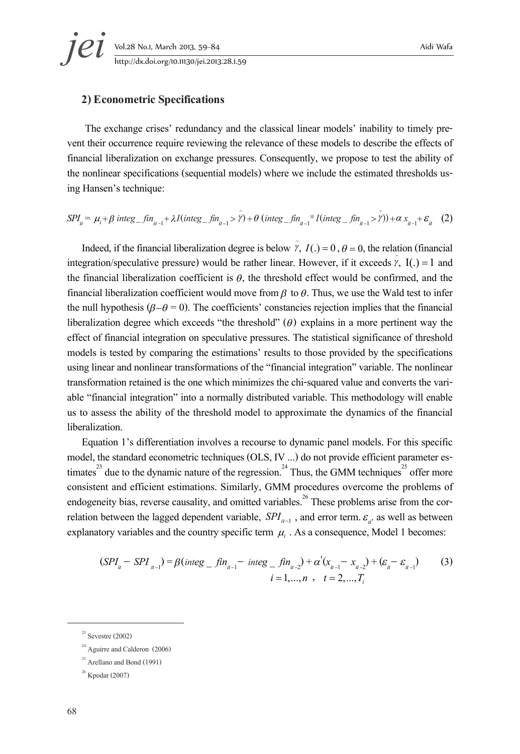### 2) Econometric Specifications

The exchange crises' redundancy and the classical linear models' inability to timely prevent their occurrence require reviewing the relevance of these models to describe the effects of financial liberalization on exchange pressures. Consequently, we propose to test the ability of the nonlinear specifications (sequential models) where we include the estimated thresholds using Hansen's technique:

$$SPI_{it} = \mu_i + \beta\, integ\_fin_{it-1} + \lambda I(integ\_fin_{it-1} > \hat{\gamma}) + \theta\,(integ\_fin_{it-1} * I(integ\_fin_{it-1} > \hat{\gamma})) + \alpha\, x_{it-1} + \varepsilon_{it} \quad (2)$$

Indeed, if the financial liberalization degree is below $\hat{\gamma}$, $I(.) = 0$, $\theta = 0$, the relation (financial integration/speculative pressure) would be rather linear. However, if it exceeds $\hat{\gamma}$, $I(.) = 1$ and the financial liberalization coefficient is $\theta$, the threshold effect would be confirmed, and the financial liberalization coefficient would move from $\beta$ to $\theta$. Thus, we use the Wald test to infer the null hypothesis ($\beta - \theta = 0$). The coefficients' constancies rejection implies that the financial liberalization degree which exceeds "the threshold" ($\theta$) explains in a more pertinent way the effect of financial integration on speculative pressures. The statistical significance of threshold models is tested by comparing the estimations' results to those provided by the specifications using linear and nonlinear transformations of the "financial integration" variable. The nonlinear transformation retained is the one which minimizes the chi-squared value and converts the variable "financial integration" into a normally distributed variable. This methodology will enable us to assess the ability of the threshold model to approximate the dynamics of the financial liberalization.

Equation 1's differentiation involves a recourse to dynamic panel models. For this specific model, the standard econometric techniques (OLS, IV ...) do not provide efficient parameter estimates[23] due to the dynamic nature of the regression.[24] Thus, the GMM techniques[25] offer more consistent and efficient estimations. Similarly, GMM procedures overcome the problems of endogeneity bias, reverse causality, and omitted variables.[26] These problems arise from the correlation between the lagged dependent variable, $SPI_{it-1}$, and error term. $\varepsilon_{it}$, as well as between explanatory variables and the country specific term $\mu_i$. As a consequence, Model 1 becomes:

$$(SPI_{it} - SPI_{it-1}) = \beta(integ\_fin_{it-1} - integ\_fin_{it-2}) + \alpha'(x_{it-1} - x_{it-2}) + (\varepsilon_{it} - \varepsilon_{it-1}) \quad (3)$$
$$i = 1, ..., n \ , \quad t = 2, ..., T_i$$

---

[23] Sevestre (2002)

[24] Aguirre and Calderon (2006)

[25] Arellano and Bond (1991)

[26] Kpodar (2007)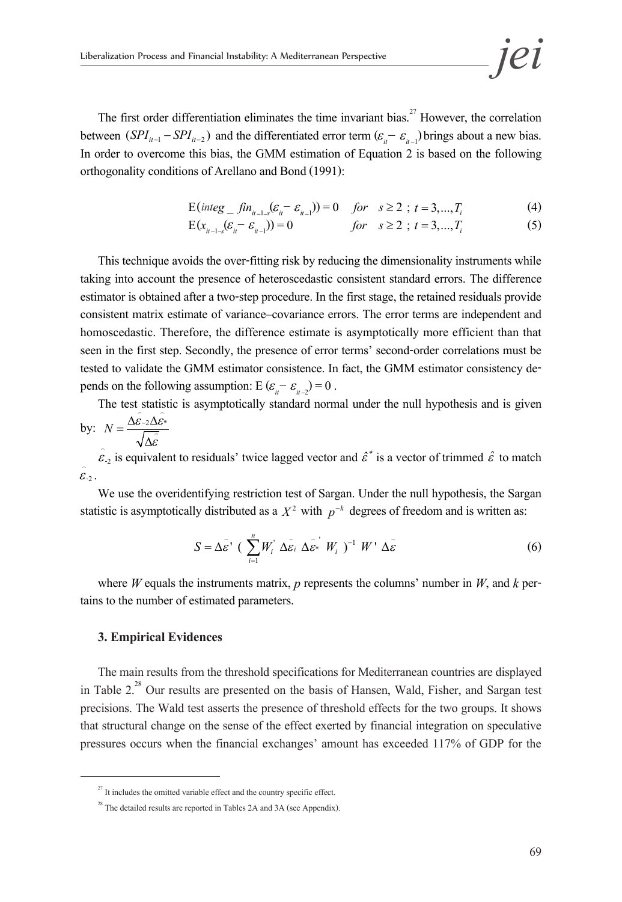The first order differentiation eliminates the time invariant bias.[27] However, the correlation between $(SPI_{it-1} - SPI_{it-2})$ and the differentiated error term $(\varepsilon_{it} - \varepsilon_{it-1})$ brings about a new bias. In order to overcome this bias, the GMM estimation of Equation 2 is based on the following orthogonality conditions of Arellano and Bond (1991):

$$\mathrm{E}(integ\_fin_{it-1-s}(\varepsilon_{it} - \varepsilon_{it-1})) = 0 \quad for \quad s \geq 2 \ ; \ t = 3,...,T_i \tag{4}$$

$$\mathrm{E}(x_{it-1-s}(\varepsilon_{it} - \varepsilon_{it-1})) = 0 \qquad for \quad s \geq 2 \ ; \ t = 3,...,T_i \tag{5}$$

This technique avoids the over-fitting risk by reducing the dimensionality instruments while taking into account the presence of heteroscedastic consistent standard errors. The difference estimator is obtained after a two-step procedure. In the first stage, the retained residuals provide consistent matrix estimate of variance–covariance errors. The error terms are independent and homoscedastic. Therefore, the difference estimate is asymptotically more efficient than that seen in the first step. Secondly, the presence of error terms' second-order correlations must be tested to validate the GMM estimator consistence. In fact, the GMM estimator consistency depends on the following assumption: $\mathrm{E}(\varepsilon_{it} - \varepsilon_{it-2}) = 0$ .

The test statistic is asymptotically standard normal under the null hypothesis and is given by: $N = \dfrac{\Delta\hat{\varepsilon}_{-2}\Delta\hat{\varepsilon}_{*}}{\sqrt{\Delta\hat{\varepsilon}}}$

$\hat{\varepsilon}_{-2}$ is equivalent to residuals' twice lagged vector and $\hat{\varepsilon}^{*}$ is a vector of trimmed $\hat{\varepsilon}$ to match $\hat{\varepsilon}_{-2}$.

We use the overidentifying restriction test of Sargan. Under the null hypothesis, the Sargan statistic is asymptotically distributed as a $X^2$ with $p^{-k}$ degrees of freedom and is written as:

$$S = \Delta\hat{\varepsilon}' \ ( \ \sum_{i=1}^{n} W_i^{'} \ \Delta\hat{\varepsilon}_i \ \Delta\hat{\varepsilon}_{*}^{'} \ W_i \ )^{-1} \ W' \ \Delta\hat{\varepsilon} \tag{6}$$

where $W$ equals the instruments matrix, $p$ represents the columns' number in $W$, and $k$ pertains to the number of estimated parameters.

### 3. Empirical Evidences

The main results from the threshold specifications for Mediterranean countries are displayed in Table 2.[28] Our results are presented on the basis of Hansen, Wald, Fisher, and Sargan test precisions. The Wald test asserts the presence of threshold effects for the two groups. It shows that structural change on the sense of the effect exerted by financial integration on speculative pressures occurs when the financial exchanges' amount has exceeded 117% of GDP for the

[27] It includes the omitted variable effect and the country specific effect.

[28] The detailed results are reported in Tables 2A and 3A (see Appendix).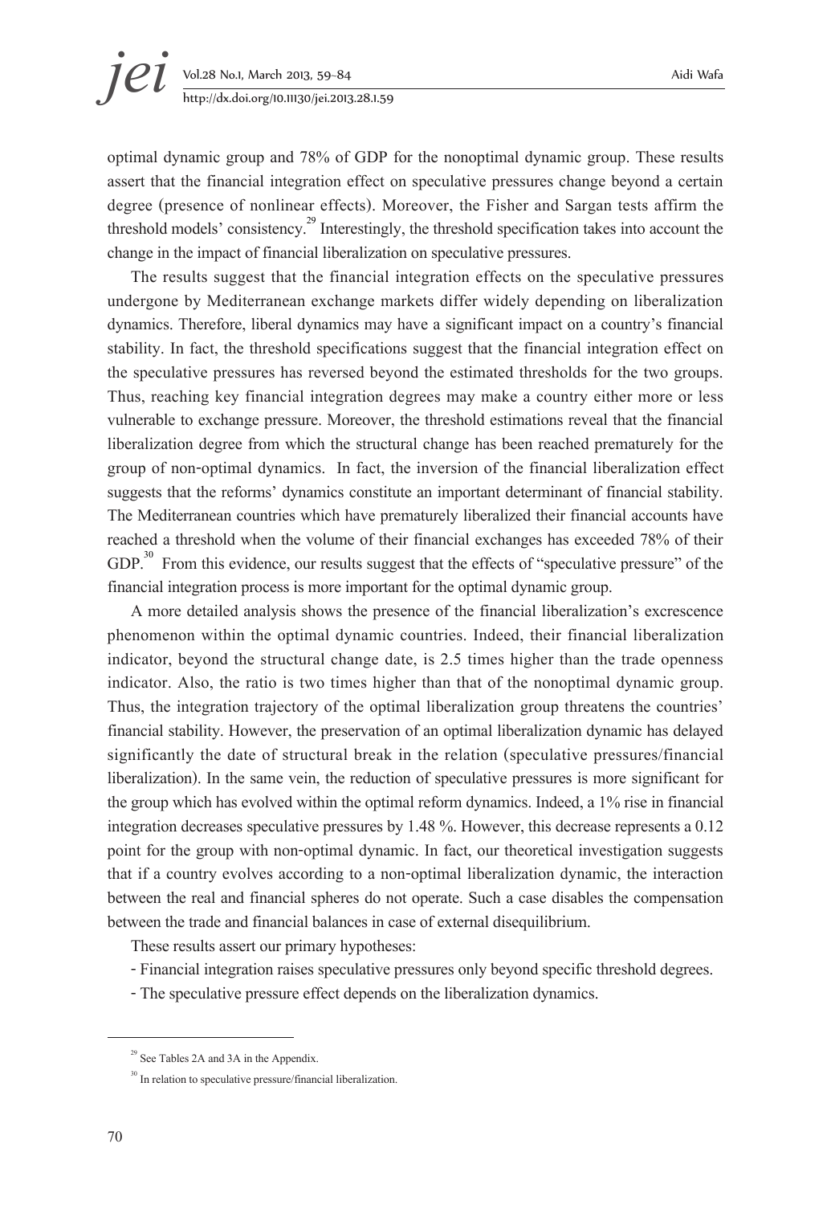optimal dynamic group and 78% of GDP for the nonoptimal dynamic group. These results assert that the financial integration effect on speculative pressures change beyond a certain degree (presence of nonlinear effects). Moreover, the Fisher and Sargan tests affirm the threshold models' consistency.[29] Interestingly, the threshold specification takes into account the change in the impact of financial liberalization on speculative pressures.

The results suggest that the financial integration effects on the speculative pressures undergone by Mediterranean exchange markets differ widely depending on liberalization dynamics. Therefore, liberal dynamics may have a significant impact on a country's financial stability. In fact, the threshold specifications suggest that the financial integration effect on the speculative pressures has reversed beyond the estimated thresholds for the two groups. Thus, reaching key financial integration degrees may make a country either more or less vulnerable to exchange pressure. Moreover, the threshold estimations reveal that the financial liberalization degree from which the structural change has been reached prematurely for the group of non-optimal dynamics. In fact, the inversion of the financial liberalization effect suggests that the reforms' dynamics constitute an important determinant of financial stability. The Mediterranean countries which have prematurely liberalized their financial accounts have reached a threshold when the volume of their financial exchanges has exceeded 78% of their GDP.[30] From this evidence, our results suggest that the effects of "speculative pressure" of the financial integration process is more important for the optimal dynamic group.

A more detailed analysis shows the presence of the financial liberalization's excrescence phenomenon within the optimal dynamic countries. Indeed, their financial liberalization indicator, beyond the structural change date, is 2.5 times higher than the trade openness indicator. Also, the ratio is two times higher than that of the nonoptimal dynamic group. Thus, the integration trajectory of the optimal liberalization group threatens the countries' financial stability. However, the preservation of an optimal liberalization dynamic has delayed significantly the date of structural break in the relation (speculative pressures/financial liberalization). In the same vein, the reduction of speculative pressures is more significant for the group which has evolved within the optimal reform dynamics. Indeed, a 1% rise in financial integration decreases speculative pressures by 1.48 %. However, this decrease represents a 0.12 point for the group with non-optimal dynamic. In fact, our theoretical investigation suggests that if a country evolves according to a non-optimal liberalization dynamic, the interaction between the real and financial spheres do not operate. Such a case disables the compensation between the trade and financial balances in case of external disequilibrium.

These results assert our primary hypotheses:

- Financial integration raises speculative pressures only beyond specific threshold degrees.
- The speculative pressure effect depends on the liberalization dynamics.

---

[29] See Tables 2A and 3A in the Appendix.

[30] In relation to speculative pressure/financial liberalization.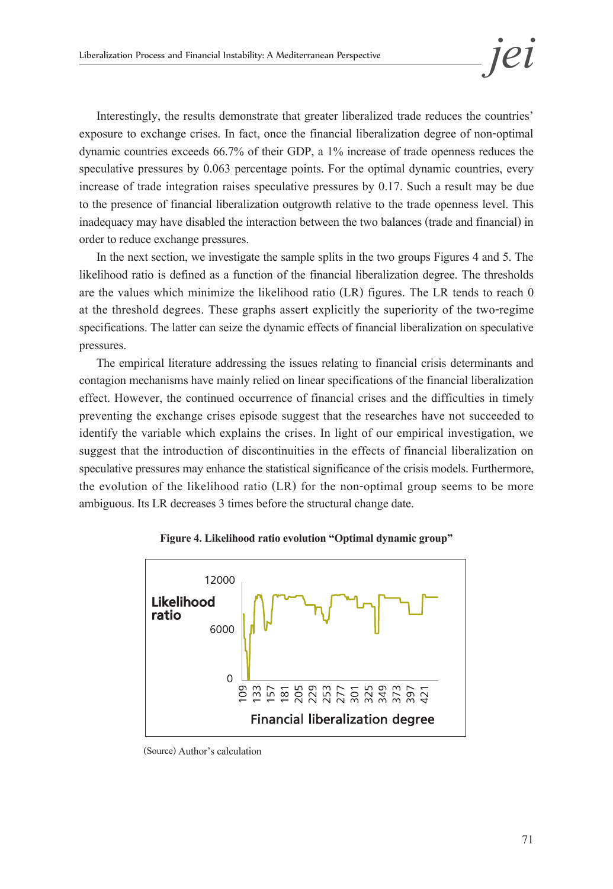Interestingly, the results demonstrate that greater liberalized trade reduces the countries' exposure to exchange crises. In fact, once the financial liberalization degree of non-optimal dynamic countries exceeds 66.7% of their GDP, a 1% increase of trade openness reduces the speculative pressures by 0.063 percentage points. For the optimal dynamic countries, every increase of trade integration raises speculative pressures by 0.17. Such a result may be due to the presence of financial liberalization outgrowth relative to the trade openness level. This inadequacy may have disabled the interaction between the two balances (trade and financial) in order to reduce exchange pressures.

In the next section, we investigate the sample splits in the two groups Figures 4 and 5. The likelihood ratio is defined as a function of the financial liberalization degree. The thresholds are the values which minimize the likelihood ratio (LR) figures. The LR tends to reach 0 at the threshold degrees. These graphs assert explicitly the superiority of the two-regime specifications. The latter can seize the dynamic effects of financial liberalization on speculative pressures.

The empirical literature addressing the issues relating to financial crisis determinants and contagion mechanisms have mainly relied on linear specifications of the financial liberalization effect. However, the continued occurrence of financial crises and the difficulties in timely preventing the exchange crises episode suggest that the researches have not succeeded to identify the variable which explains the crises. In light of our empirical investigation, we suggest that the introduction of discontinuities in the effects of financial liberalization on speculative pressures may enhance the statistical significance of the crisis models. Furthermore, the evolution of the likelihood ratio (LR) for the non-optimal group seems to be more ambiguous. Its LR decreases 3 times before the structural change date.

**Figure 4. Likelihood ratio evolution "Optimal dynamic group"**

(Source) Author's calculation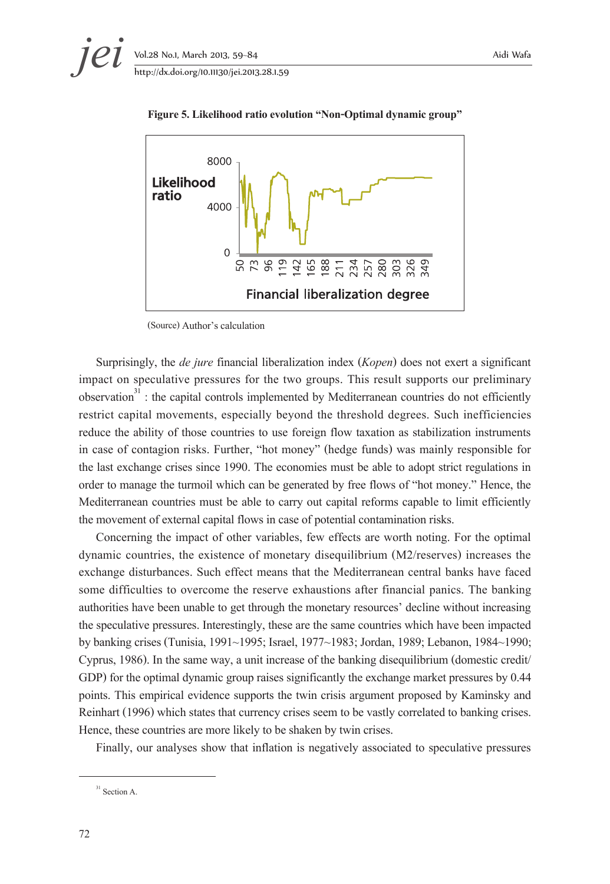**Figure 5. Likelihood ratio evolution "Non-Optimal dynamic group"**

(Source) Author's calculation

Surprisingly, the *de jure* financial liberalization index (*Kopen*) does not exert a significant impact on speculative pressures for the two groups. This result supports our preliminary observation[31] : the capital controls implemented by Mediterranean countries do not efficiently restrict capital movements, especially beyond the threshold degrees. Such inefficiencies reduce the ability of those countries to use foreign flow taxation as stabilization instruments in case of contagion risks. Further, "hot money" (hedge funds) was mainly responsible for the last exchange crises since 1990. The economies must be able to adopt strict regulations in order to manage the turmoil which can be generated by free flows of "hot money." Hence, the Mediterranean countries must be able to carry out capital reforms capable to limit efficiently the movement of external capital flows in case of potential contamination risks.

Concerning the impact of other variables, few effects are worth noting. For the optimal dynamic countries, the existence of monetary disequilibrium (M2/reserves) increases the exchange disturbances. Such effect means that the Mediterranean central banks have faced some difficulties to overcome the reserve exhaustions after financial panics. The banking authorities have been unable to get through the monetary resources' decline without increasing the speculative pressures. Interestingly, these are the same countries which have been impacted by banking crises (Tunisia, 1991~1995; Israel, 1977~1983; Jordan, 1989; Lebanon, 1984~1990; Cyprus, 1986). In the same way, a unit increase of the banking disequilibrium (domestic credit/GDP) for the optimal dynamic group raises significantly the exchange market pressures by 0.44 points. This empirical evidence supports the twin crisis argument proposed by Kaminsky and Reinhart (1996) which states that currency crises seem to be vastly correlated to banking crises. Hence, these countries are more likely to be shaken by twin crises.

Finally, our analyses show that inflation is negatively associated to speculative pressures

[31] Section A.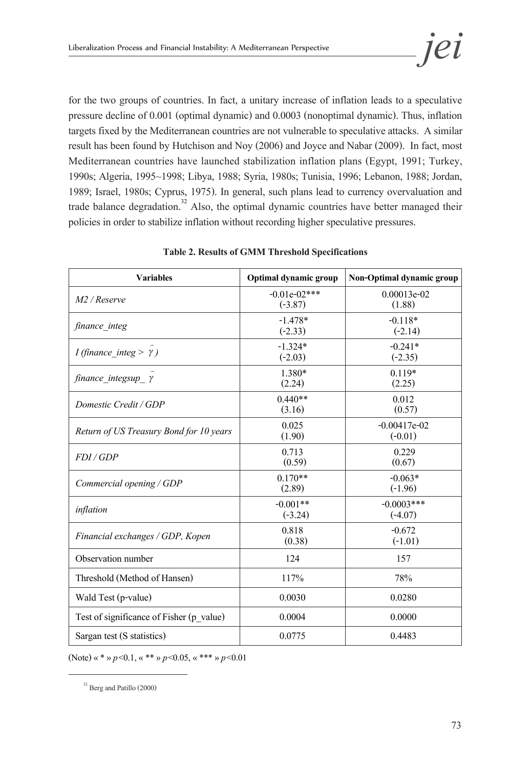for the two groups of countries. In fact, a unitary increase of inflation leads to a speculative pressure decline of 0.001 (optimal dynamic) and 0.0003 (nonoptimal dynamic). Thus, inflation targets fixed by the Mediterranean countries are not vulnerable to speculative attacks. A similar result has been found by Hutchison and Noy (2006) and Joyce and Nabar (2009). In fact, most Mediterranean countries have launched stabilization inflation plans (Egypt, 1991; Turkey, 1990s; Algeria, 1995~1998; Libya, 1988; Syria, 1980s; Tunisia, 1996; Lebanon, 1988; Jordan, 1989; Israel, 1980s; Cyprus, 1975). In general, such plans lead to currency overvaluation and trade balance degradation.[32] Also, the optimal dynamic countries have better managed their policies in order to stabilize inflation without recording higher speculative pressures.

**Table 2. Results of GMM Threshold Specifications**

| Variables | Optimal dynamic group | Non-Optimal dynamic group |
|---|---|---|
| *M2 / Reserve* | -0.01e-02*** (-3.87) | 0.00013e-02 (1.88) |
| *finance_integ* | -1.478* (-2.33) | -0.118* (-2.14) |
| *I (finance_integ >* $\hat{\gamma}$ *)* | -1.324* (-2.03) | -0.241* (-2.35) |
| *finance_integsup_* $\hat{\gamma}$ | 1.380* (2.24) | 0.119* (2.25) |
| *Domestic Credit / GDP* | 0.440** (3.16) | 0.012 (0.57) |
| *Return of US Treasury Bond for 10 years* | 0.025 (1.90) | -0.00417e-02 (-0.01) |
| *FDI / GDP* | 0.713 (0.59) | 0.229 (0.67) |
| *Commercial opening / GDP* | 0.170** (2.89) | -0.063* (-1.96) |
| *inflation* | -0.001** (-3.24) | -0.0003*** (-4.07) |
| *Financial exchanges / GDP, Kopen* | 0.818 (0.38) | -0.672 (-1.01) |
| Observation number | 124 | 157 |
| Threshold (Method of Hansen) | 117% | 78% |
| Wald Test (p-value) | 0.0030 | 0.0280 |
| Test of significance of Fisher (p_value) | 0.0004 | 0.0000 |
| Sargan test (S statistics) | 0.0775 | 0.4483 |

(Note) « * » $p<0.1$, « ** » $p<0.05$, « *** » $p<0.01$

[32] Berg and Patillo (2000)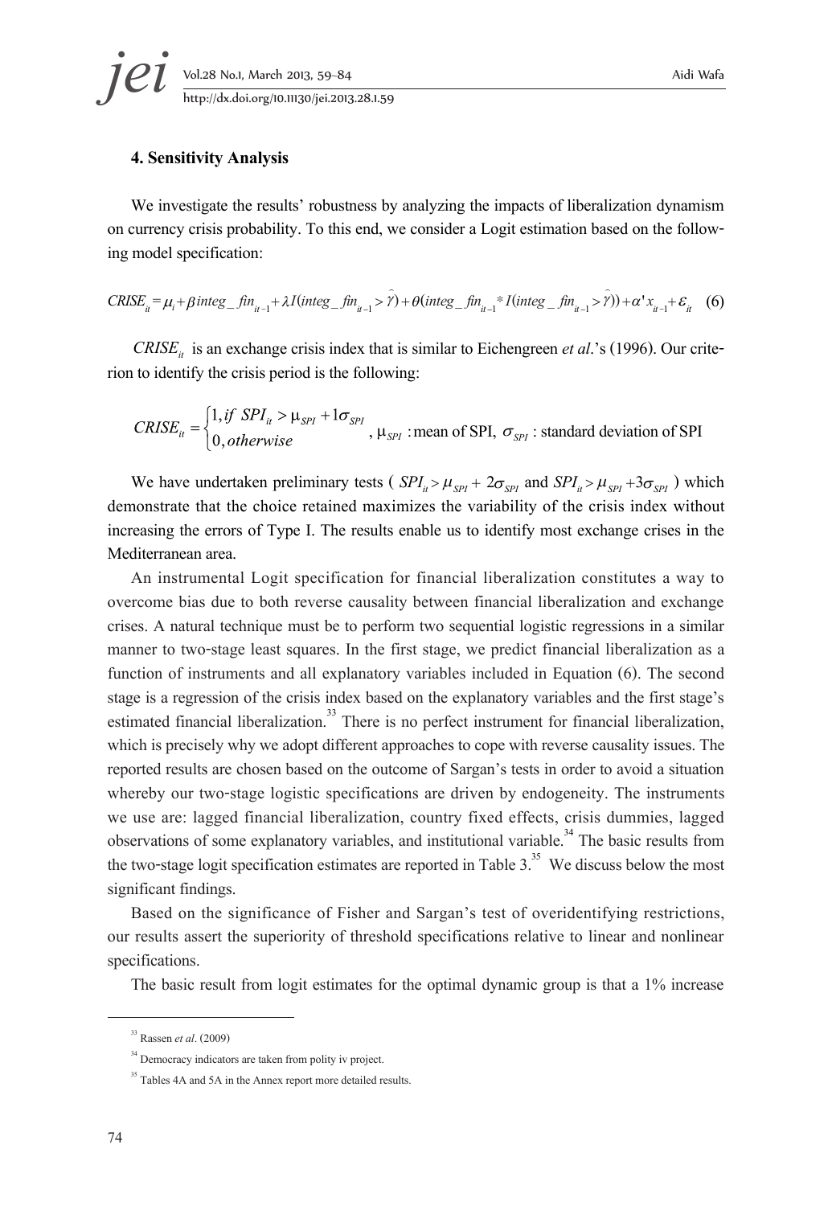### 4. Sensitivity Analysis

We investigate the results' robustness by analyzing the impacts of liberalization dynamism on currency crisis probability. To this end, we consider a Logit estimation based on the following model specification:

$$CRISE_{it} = \mu_i + \beta integ\_fin_{it-1} + \lambda I(integ\_fin_{it-1} > \hat{\gamma}) + \theta(integ\_fin_{it-1} * I(integ\_fin_{it-1} > \hat{\gamma})) + \alpha' x_{it-1} + \varepsilon_{it} \quad (6)$$

$CRISE_{it}$ is an exchange crisis index that is similar to Eichengreen *et al*.'s (1996). Our criterion to identify the crisis period is the following:

$$CRISE_{it} = \begin{cases} 1, if \ SPI_{it} > \mu_{SPI} + 1\sigma_{SPI} \\ 0, otherwise \end{cases}, \ \mu_{SPI} : \text{mean of SPI}, \ \sigma_{SPI} : \text{standard deviation of SPI}$$

We have undertaken preliminary tests ( $SPI_{it} > \mu_{SPI} + 2\sigma_{SPI}$ and $SPI_{it} > \mu_{SPI} + 3\sigma_{SPI}$ ) which demonstrate that the choice retained maximizes the variability of the crisis index without increasing the errors of Type I. The results enable us to identify most exchange crises in the Mediterranean area.

An instrumental Logit specification for financial liberalization constitutes a way to overcome bias due to both reverse causality between financial liberalization and exchange crises. A natural technique must be to perform two sequential logistic regressions in a similar manner to two-stage least squares. In the first stage, we predict financial liberalization as a function of instruments and all explanatory variables included in Equation (6). The second stage is a regression of the crisis index based on the explanatory variables and the first stage's estimated financial liberalization.[33] There is no perfect instrument for financial liberalization, which is precisely why we adopt different approaches to cope with reverse causality issues. The reported results are chosen based on the outcome of Sargan's tests in order to avoid a situation whereby our two-stage logistic specifications are driven by endogeneity. The instruments we use are: lagged financial liberalization, country fixed effects, crisis dummies, lagged observations of some explanatory variables, and institutional variable.[34] The basic results from the two-stage logit specification estimates are reported in Table 3.[35] We discuss below the most significant findings.

Based on the significance of Fisher and Sargan's test of overidentifying restrictions, our results assert the superiority of threshold specifications relative to linear and nonlinear specifications.

The basic result from logit estimates for the optimal dynamic group is that a 1% increase

---

[33] Rassen *et al*. (2009)

[34] Democracy indicators are taken from polity iv project.

[35] Tables 4A and 5A in the Annex report more detailed results.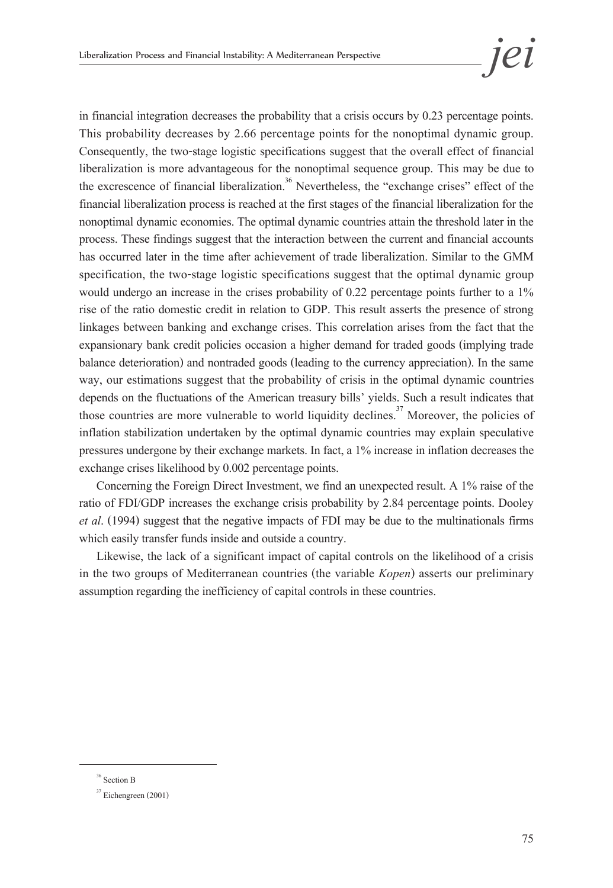in financial integration decreases the probability that a crisis occurs by 0.23 percentage points. This probability decreases by 2.66 percentage points for the nonoptimal dynamic group. Consequently, the two-stage logistic specifications suggest that the overall effect of financial liberalization is more advantageous for the nonoptimal sequence group. This may be due to the excrescence of financial liberalization.[36] Nevertheless, the "exchange crises" effect of the financial liberalization process is reached at the first stages of the financial liberalization for the nonoptimal dynamic economies. The optimal dynamic countries attain the threshold later in the process. These findings suggest that the interaction between the current and financial accounts has occurred later in the time after achievement of trade liberalization. Similar to the GMM specification, the two-stage logistic specifications suggest that the optimal dynamic group would undergo an increase in the crises probability of 0.22 percentage points further to a 1% rise of the ratio domestic credit in relation to GDP. This result asserts the presence of strong linkages between banking and exchange crises. This correlation arises from the fact that the expansionary bank credit policies occasion a higher demand for traded goods (implying trade balance deterioration) and nontraded goods (leading to the currency appreciation). In the same way, our estimations suggest that the probability of crisis in the optimal dynamic countries depends on the fluctuations of the American treasury bills' yields. Such a result indicates that those countries are more vulnerable to world liquidity declines.[37] Moreover, the policies of inflation stabilization undertaken by the optimal dynamic countries may explain speculative pressures undergone by their exchange markets. In fact, a 1% increase in inflation decreases the exchange crises likelihood by 0.002 percentage points.

Concerning the Foreign Direct Investment, we find an unexpected result. A 1% raise of the ratio of FDI/GDP increases the exchange crisis probability by 2.84 percentage points. Dooley *et al*. (1994) suggest that the negative impacts of FDI may be due to the multinationals firms which easily transfer funds inside and outside a country.

Likewise, the lack of a significant impact of capital controls on the likelihood of a crisis in the two groups of Mediterranean countries (the variable *Kopen*) asserts our preliminary assumption regarding the inefficiency of capital controls in these countries.

---

[36] Section B

[37] Eichengreen (2001)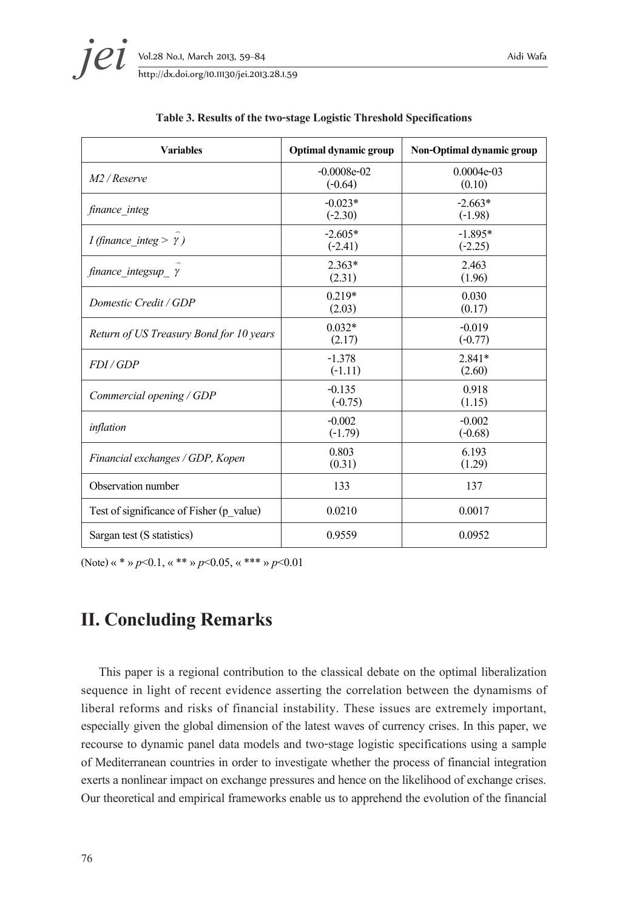**Table 3. Results of the two-stage Logistic Threshold Specifications**

| Variables | Optimal dynamic group | Non-Optimal dynamic group |
|---|---|---|
| *M2 / Reserve* | -0.0008e-02 (-0.64) | 0.0004e-03 (0.10) |
| *finance_integ* | -0.023* (-2.30) | -2.663* (-1.98) |
| *I (finance_integ >* $\hat{\gamma}$ *)* | -2.605* (-2.41) | -1.895* (-2.25) |
| *finance_integsup_* $\hat{\gamma}$ | 2.363* (2.31) | 2.463 (1.96) |
| *Domestic Credit / GDP* | 0.219* (2.03) | 0.030 (0.17) |
| *Return of US Treasury Bond for 10 years* | 0.032* (2.17) | -0.019 (-0.77) |
| *FDI / GDP* | -1.378 (-1.11) | 2.841* (2.60) |
| *Commercial opening / GDP* | -0.135 (-0.75) | 0.918 (1.15) |
| *inflation* | -0.002 (-1.79) | -0.002 (-0.68) |
| *Financial exchanges / GDP, Kopen* | 0.803 (0.31) | 6.193 (1.29) |
| Observation number | 133 | 137 |
| Test of significance of Fisher (p_value) | 0.0210 | 0.0017 |
| Sargan test (S statistics) | 0.9559 | 0.0952 |

(Note) « * » $p<0.1$, « ** » $p<0.05$, « *** » $p<0.01$

## II. Concluding Remarks

This paper is a regional contribution to the classical debate on the optimal liberalization sequence in light of recent evidence asserting the correlation between the dynamisms of liberal reforms and risks of financial instability. These issues are extremely important, especially given the global dimension of the latest waves of currency crises. In this paper, we recourse to dynamic panel data models and two-stage logistic specifications using a sample of Mediterranean countries in order to investigate whether the process of financial integration exerts a nonlinear impact on exchange pressures and hence on the likelihood of exchange crises. Our theoretical and empirical frameworks enable us to apprehend the evolution of the financial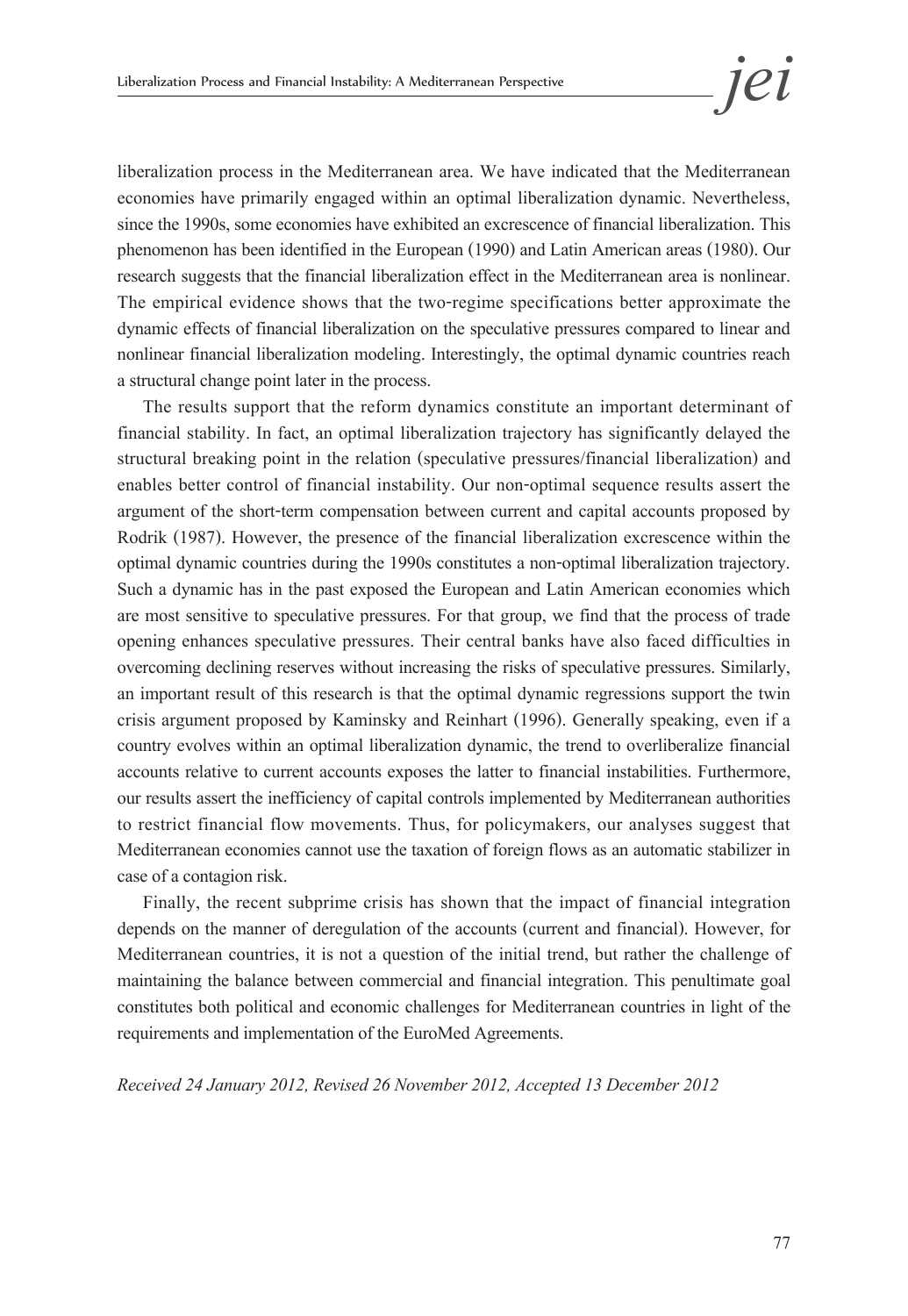liberalization process in the Mediterranean area. We have indicated that the Mediterranean economies have primarily engaged within an optimal liberalization dynamic. Nevertheless, since the 1990s, some economies have exhibited an excrescence of financial liberalization. This phenomenon has been identified in the European (1990) and Latin American areas (1980). Our research suggests that the financial liberalization effect in the Mediterranean area is nonlinear. The empirical evidence shows that the two-regime specifications better approximate the dynamic effects of financial liberalization on the speculative pressures compared to linear and nonlinear financial liberalization modeling. Interestingly, the optimal dynamic countries reach a structural change point later in the process.

The results support that the reform dynamics constitute an important determinant of financial stability. In fact, an optimal liberalization trajectory has significantly delayed the structural breaking point in the relation (speculative pressures/financial liberalization) and enables better control of financial instability. Our non-optimal sequence results assert the argument of the short-term compensation between current and capital accounts proposed by Rodrik (1987). However, the presence of the financial liberalization excrescence within the optimal dynamic countries during the 1990s constitutes a non-optimal liberalization trajectory. Such a dynamic has in the past exposed the European and Latin American economies which are most sensitive to speculative pressures. For that group, we find that the process of trade opening enhances speculative pressures. Their central banks have also faced difficulties in overcoming declining reserves without increasing the risks of speculative pressures. Similarly, an important result of this research is that the optimal dynamic regressions support the twin crisis argument proposed by Kaminsky and Reinhart (1996). Generally speaking, even if a country evolves within an optimal liberalization dynamic, the trend to overliberalize financial accounts relative to current accounts exposes the latter to financial instabilities. Furthermore, our results assert the inefficiency of capital controls implemented by Mediterranean authorities to restrict financial flow movements. Thus, for policymakers, our analyses suggest that Mediterranean economies cannot use the taxation of foreign flows as an automatic stabilizer in case of a contagion risk.

Finally, the recent subprime crisis has shown that the impact of financial integration depends on the manner of deregulation of the accounts (current and financial). However, for Mediterranean countries, it is not a question of the initial trend, but rather the challenge of maintaining the balance between commercial and financial integration. This penultimate goal constitutes both political and economic challenges for Mediterranean countries in light of the requirements and implementation of the EuroMed Agreements.

*Received 24 January 2012, Revised 26 November 2012, Accepted 13 December 2012*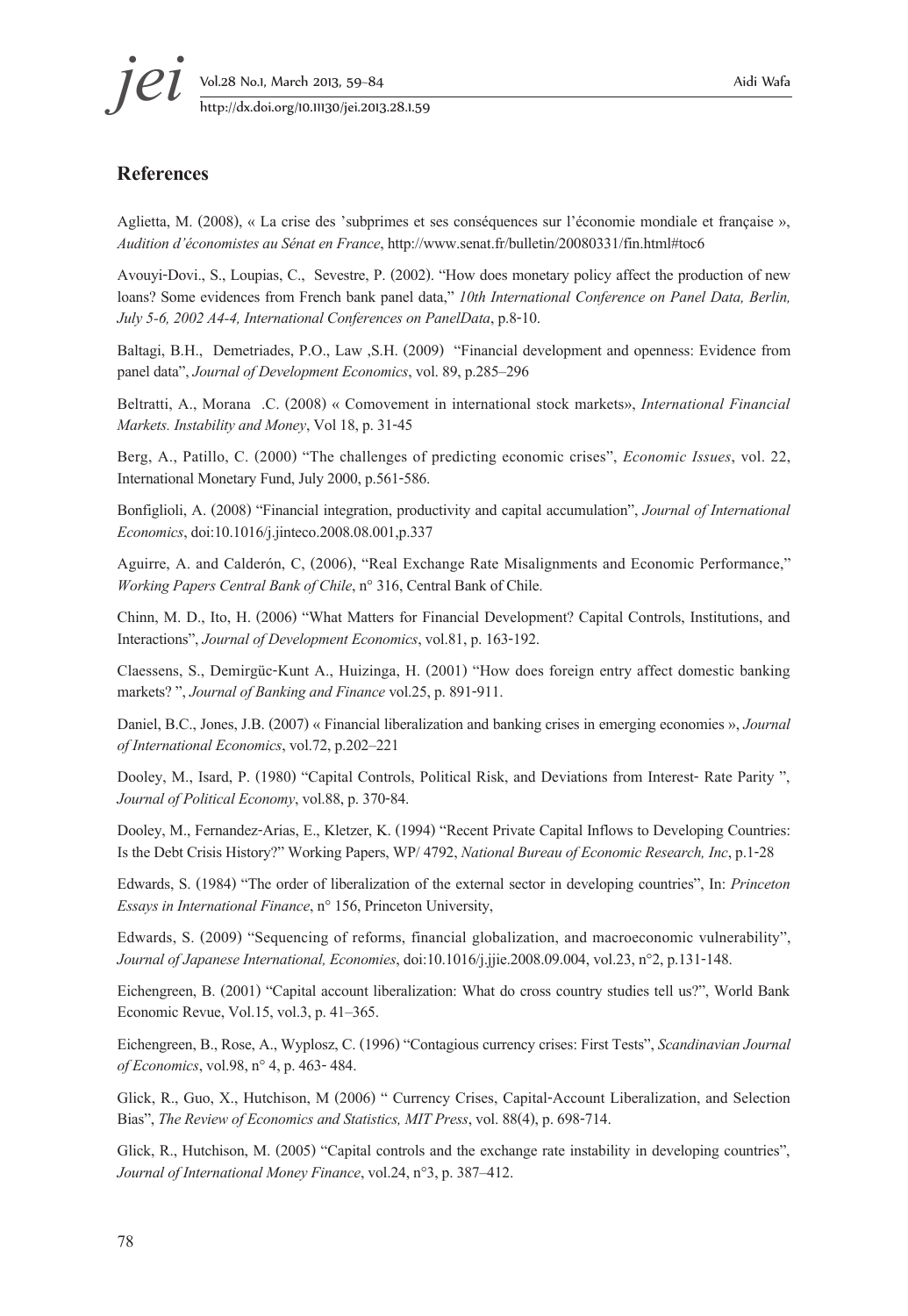## References

Aglietta, M. (2008), « La crise des 'subprimes et ses conséquences sur l'économie mondiale et française », *Audition d'économistes au Sénat en France*, http://www.senat.fr/bulletin/20080331/fin.html#toc6

Avouyi-Dovi., S., Loupias, C., Sevestre, P. (2002). "How does monetary policy affect the production of new loans? Some evidences from French bank panel data," *10th International Conference on Panel Data, Berlin, July 5-6, 2002 A4-4, International Conferences on PanelData*, p.8-10.

Baltagi, B.H., Demetriades, P.O., Law ,S.H. (2009) "Financial development and openness: Evidence from panel data", *Journal of Development Economics*, vol. 89, p.285–296

Beltratti, A., Morana .C. (2008) « Comovement in international stock markets», *International Financial Markets. Instability and Money*, Vol 18, p. 31-45

Berg, A., Patillo, C. (2000) "The challenges of predicting economic crises", *Economic Issues*, vol. 22, International Monetary Fund, July 2000, p.561-586.

Bonfiglioli, A. (2008) "Financial integration, productivity and capital accumulation", *Journal of International Economics*, doi:10.1016/j.jinteco.2008.08.001,p.337

Aguirre, A. and Calderón, C, (2006), "Real Exchange Rate Misalignments and Economic Performance," *Working Papers Central Bank of Chile*, n° 316, Central Bank of Chile.

Chinn, M. D., Ito, H. (2006) "What Matters for Financial Development? Capital Controls, Institutions, and Interactions", *Journal of Development Economics*, vol.81, p. 163-192.

Claessens, S., Demirgüc-Kunt A., Huizinga, H. (2001) "How does foreign entry affect domestic banking markets? ", *Journal of Banking and Finance* vol.25, p. 891-911.

Daniel, B.C., Jones, J.B. (2007) « Financial liberalization and banking crises in emerging economies », *Journal of International Economics*, vol.72, p.202–221

Dooley, M., Isard, P. (1980) "Capital Controls, Political Risk, and Deviations from Interest- Rate Parity ", *Journal of Political Economy*, vol.88, p. 370-84.

Dooley, M., Fernandez-Arias, E., Kletzer, K. (1994) "Recent Private Capital Inflows to Developing Countries: Is the Debt Crisis History?" Working Papers, WP/ 4792, *National Bureau of Economic Research, Inc*, p.1-28

Edwards, S. (1984) "The order of liberalization of the external sector in developing countries", In: *Princeton Essays in International Finance*, n° 156, Princeton University,

Edwards, S. (2009) "Sequencing of reforms, financial globalization, and macroeconomic vulnerability", *Journal of Japanese International, Economies*, doi:10.1016/j.jjie.2008.09.004, vol.23, n°2, p.131-148.

Eichengreen, B. (2001) "Capital account liberalization: What do cross country studies tell us?", World Bank Economic Revue, Vol.15, vol.3, p. 41–365.

Eichengreen, B., Rose, A., Wyplosz, C. (1996) "Contagious currency crises: First Tests", *Scandinavian Journal of Economics*, vol.98, n° 4, p. 463- 484.

Glick, R., Guo, X., Hutchison, M (2006) " Currency Crises, Capital-Account Liberalization, and Selection Bias", *The Review of Economics and Statistics, MIT Press*, vol. 88(4), p. 698-714.

Glick, R., Hutchison, M. (2005) "Capital controls and the exchange rate instability in developing countries", *Journal of International Money Finance*, vol.24, n°3, p. 387–412.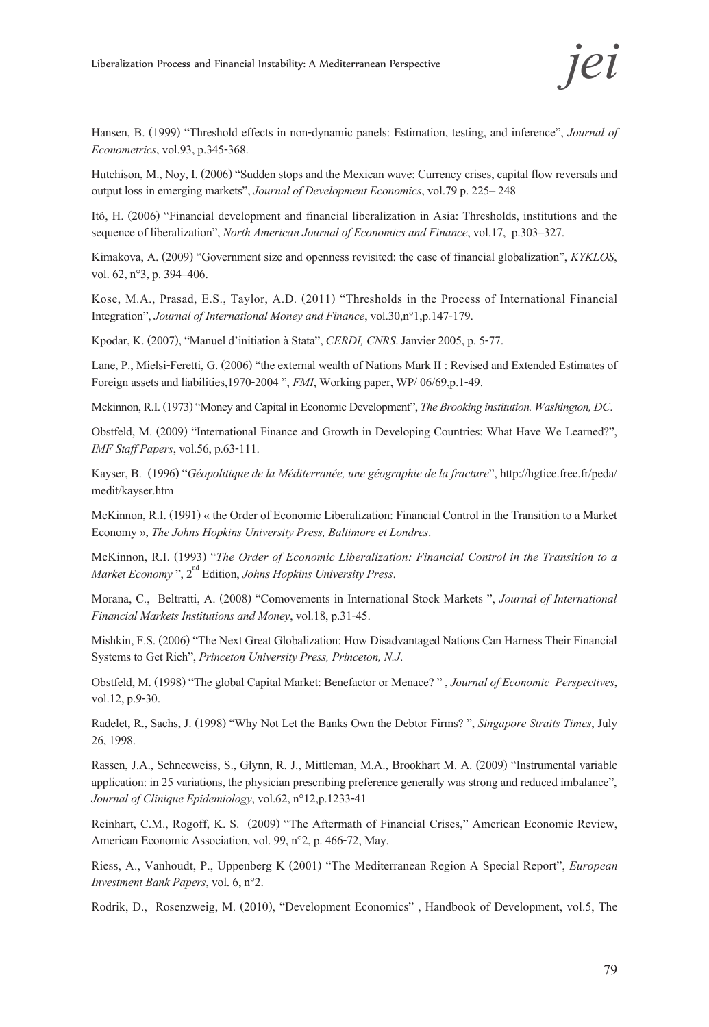Hansen, B. (1999) "Threshold effects in non-dynamic panels: Estimation, testing, and inference", *Journal of Econometrics*, vol.93, p.345-368.

Hutchison, M., Noy, I. (2006) "Sudden stops and the Mexican wave: Currency crises, capital flow reversals and output loss in emerging markets", *Journal of Development Economics*, vol.79 p. 225– 248

Itô, H. (2006) "Financial development and financial liberalization in Asia: Thresholds, institutions and the sequence of liberalization", *North American Journal of Economics and Finance*, vol.17, p.303–327.

Kimakova, A. (2009) "Government size and openness revisited: the case of financial globalization", *KYKLOS*, vol. 62, n°3, p. 394–406.

Kose, M.A., Prasad, E.S., Taylor, A.D. (2011) "Thresholds in the Process of International Financial Integration", *Journal of International Money and Finance*, vol.30,n°1,p.147-179.

Kpodar, K. (2007), "Manuel d'initiation à Stata", *CERDI, CNRS*. Janvier 2005, p. 5-77.

Lane, P., Mielsi-Feretti, G. (2006) "the external wealth of Nations Mark II : Revised and Extended Estimates of Foreign assets and liabilities,1970-2004 ", *FMI*, Working paper, WP/ 06/69,p.1-49.

Mckinnon, R.I. (1973) "Money and Capital in Economic Development", *The Brooking institution. Washington, DC*.

Obstfeld, M. (2009) "International Finance and Growth in Developing Countries: What Have We Learned?", *IMF Staff Papers*, vol.56, p.63-111.

Kayser, B. (1996) "*Géopolitique de la Méditerranée, une géographie de la fracture*", http://hgtice.free.fr/peda/medit/kayser.htm

McKinnon, R.I. (1991) « the Order of Economic Liberalization: Financial Control in the Transition to a Market Economy », *The Johns Hopkins University Press, Baltimore et Londres*.

McKinnon, R.I. (1993) "*The Order of Economic Liberalization: Financial Control in the Transition to a Market Economy* ", 2nd Edition, *Johns Hopkins University Press*.

Morana, C., Beltratti, A. (2008) "Comovements in International Stock Markets ", *Journal of International Financial Markets Institutions and Money*, vol.18, p.31-45.

Mishkin, F.S. (2006) "The Next Great Globalization: How Disadvantaged Nations Can Harness Their Financial Systems to Get Rich", *Princeton University Press, Princeton, N.J*.

Obstfeld, M. (1998) "The global Capital Market: Benefactor or Menace? " , *Journal of Economic Perspectives*, vol.12, p.9-30.

Radelet, R., Sachs, J. (1998) "Why Not Let the Banks Own the Debtor Firms? ", *Singapore Straits Times*, July 26, 1998.

Rassen, J.A., Schneeweiss, S., Glynn, R. J., Mittleman, M.A., Brookhart M. A. (2009) "Instrumental variable application: in 25 variations, the physician prescribing preference generally was strong and reduced imbalance", *Journal of Clinique Epidemiology*, vol.62, n°12,p.1233-41

Reinhart, C.M., Rogoff, K. S. (2009) "The Aftermath of Financial Crises," American Economic Review, American Economic Association, vol. 99, n°2, p. 466-72, May.

Riess, A., Vanhoudt, P., Uppenberg K (2001) "The Mediterranean Region A Special Report", *European Investment Bank Papers*, vol. 6, n°2.

Rodrik, D., Rosenzweig, M. (2010), "Development Economics" , Handbook of Development, vol.5, The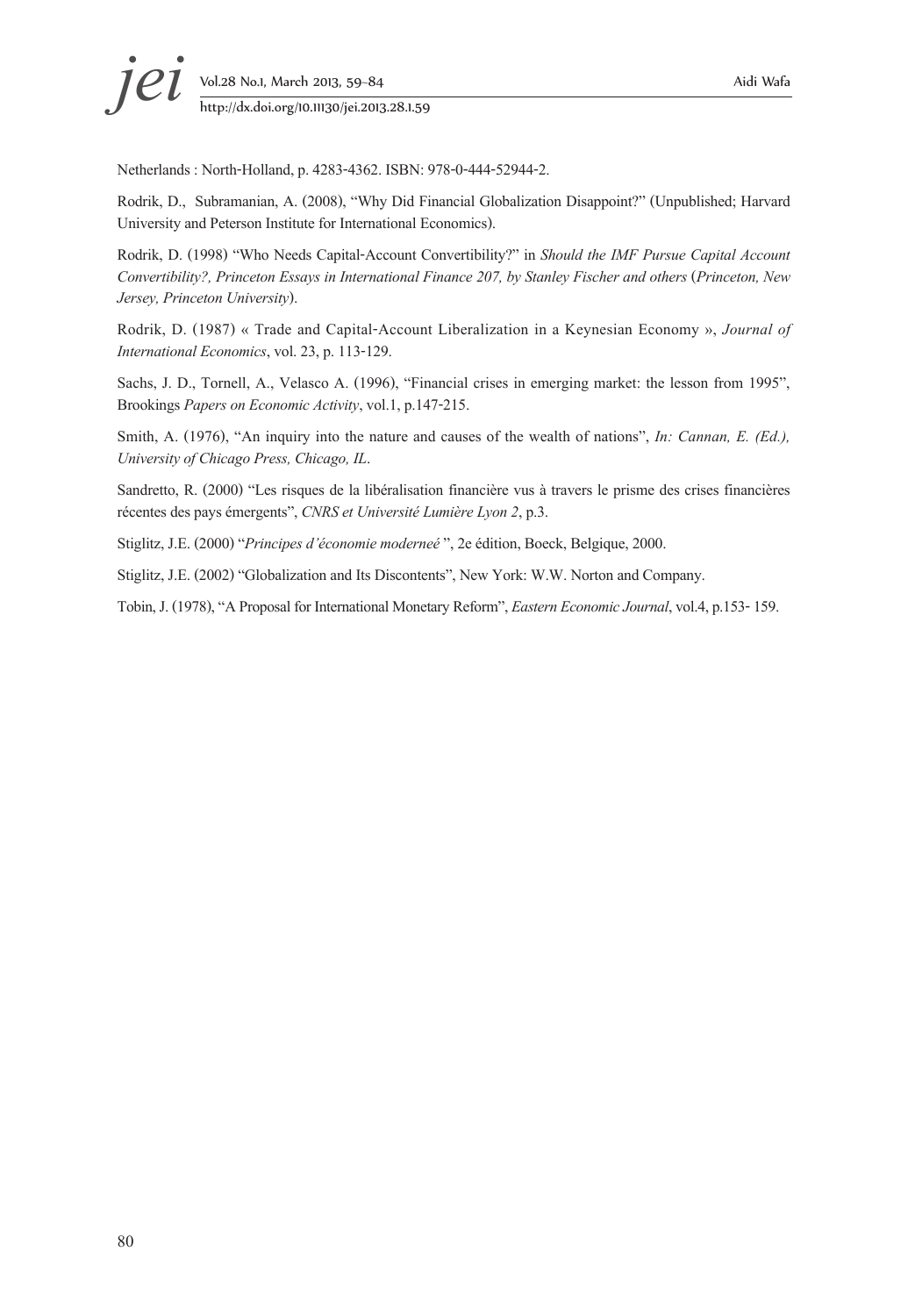Netherlands : North-Holland, p. 4283-4362. ISBN: 978-0-444-52944-2.

Rodrik, D., Subramanian, A. (2008), "Why Did Financial Globalization Disappoint?" (Unpublished; Harvard University and Peterson Institute for International Economics).

Rodrik, D. (1998) "Who Needs Capital-Account Convertibility?" in *Should the IMF Pursue Capital Account Convertibility?, Princeton Essays in International Finance 207, by Stanley Fischer and others* (*Princeton, New Jersey, Princeton University*).

Rodrik, D. (1987) « Trade and Capital-Account Liberalization in a Keynesian Economy », *Journal of International Economics*, vol. 23, p. 113-129.

Sachs, J. D., Tornell, A., Velasco A. (1996), "Financial crises in emerging market: the lesson from 1995", Brookings *Papers on Economic Activity*, vol.1, p.147-215.

Smith, A. (1976), "An inquiry into the nature and causes of the wealth of nations", *In: Cannan, E. (Ed.), University of Chicago Press, Chicago, IL*.

Sandretto, R. (2000) "Les risques de la libéralisation financière vus à travers le prisme des crises financières récentes des pays émergents", *CNRS et Université Lumière Lyon 2*, p.3.

Stiglitz, J.E. (2000) "*Principes d'économie moderneé* ", 2e édition, Boeck, Belgique, 2000.

Stiglitz, J.E. (2002) "Globalization and Its Discontents", New York: W.W. Norton and Company.

Tobin, J. (1978), "A Proposal for International Monetary Reform", *Eastern Economic Journal*, vol.4, p.153- 159.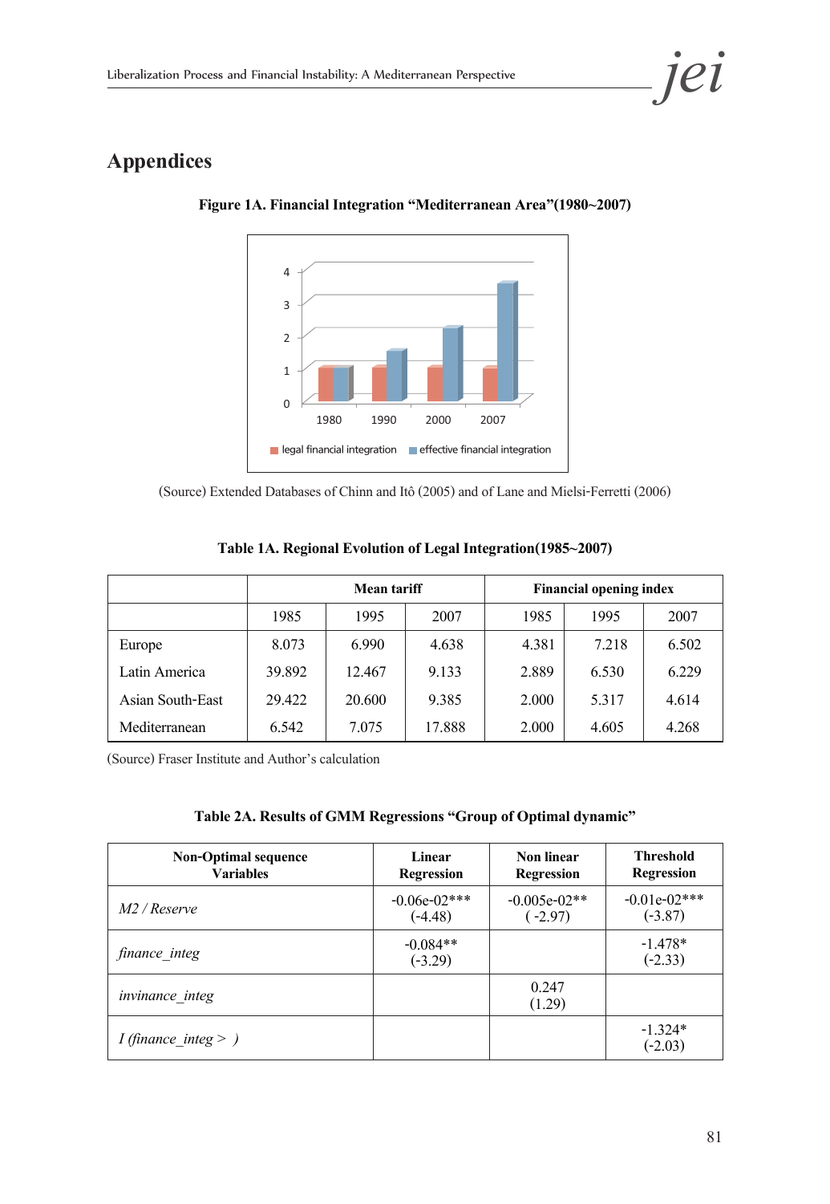# Appendices

**Figure 1A. Financial Integration "Mediterranean Area"(1980~2007)**

(Source) Extended Databases of Chinn and Itô (2005) and of Lane and Mielsi-Ferretti (2006)

**Table 1A. Regional Evolution of Legal Integration(1985~2007)**

| | Mean tariff | | | Financial opening index | | |
|---|---|---|---|---|---|---|
| | 1985 | 1995 | 2007 | 1985 | 1995 | 2007 |
| Europe | 8.073 | 6.990 | 4.638 | 4.381 | 7.218 | 6.502 |
| Latin America | 39.892 | 12.467 | 9.133 | 2.889 | 6.530 | 6.229 |
| Asian South-East | 29.422 | 20.600 | 9.385 | 2.000 | 5.317 | 4.614 |
| Mediterranean | 6.542 | 7.075 | 17.888 | 2.000 | 4.605 | 4.268 |

(Source) Fraser Institute and Author's calculation

**Table 2A. Results of GMM Regressions "Group of Optimal dynamic"**

| Non-Optimal sequence Variables | Linear Regression | Non linear Regression | Threshold Regression |
|---|---|---|---|
| *M2 / Reserve* | -0.06e-02*** (-4.48) | -0.005e-02** ( -2.97) | -0.01e-02*** (-3.87) |
| *finance_integ* | -0.084** (-3.29) | | -1.478* (-2.33) |
| *invinance_integ* | | 0.247 (1.29) | |
| *I (finance_integ > )* | | | -1.324* (-2.03) |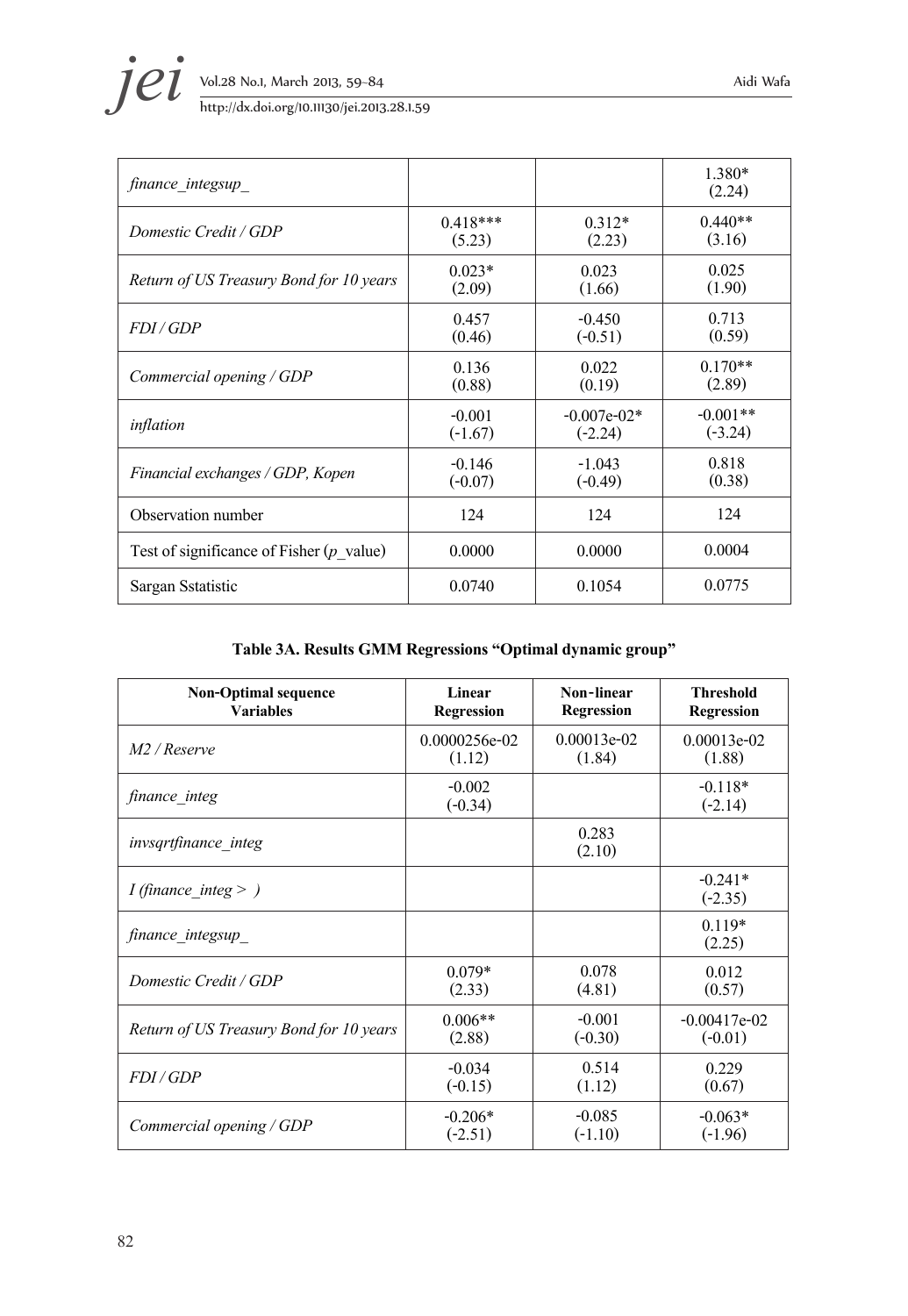| | | | |
|---|---|---|---|
| *finance_integsup_* | | | 1.380* (2.24) |
| *Domestic Credit / GDP* | 0.418*** (5.23) | 0.312* (2.23) | 0.440** (3.16) |
| *Return of US Treasury Bond for 10 years* | 0.023* (2.09) | 0.023 (1.66) | 0.025 (1.90) |
| *FDI / GDP* | 0.457 (0.46) | -0.450 (-0.51) | 0.713 (0.59) |
| *Commercial opening / GDP* | 0.136 (0.88) | 0.022 (0.19) | 0.170** (2.89) |
| *inflation* | -0.001 (-1.67) | -0.007e-02* (-2.24) | -0.001** (-3.24) |
| *Financial exchanges / GDP, Kopen* | -0.146 (-0.07) | -1.043 (-0.49) | 0.818 (0.38) |
| Observation number | 124 | 124 | 124 |
| Test of significance of Fisher (*p*_value) | 0.0000 | 0.0000 | 0.0004 |
| Sargan Sstatistic | 0.0740 | 0.1054 | 0.0775 |

**Table 3A. Results GMM Regressions "Optimal dynamic group"**

| **Non-Optimal sequence Variables** | **Linear Regression** | **Non-linear Regression** | **Threshold Regression** |
|---|---|---|---|
| *M2 / Reserve* | 0.0000256e-02 (1.12) | 0.00013e-02 (1.84) | 0.00013e-02 (1.88) |
| *finance_integ* | -0.002 (-0.34) | | -0.118* (-2.14) |
| *invsqrtfinance_integ* | | 0.283 (2.10) | |
| *I (finance_integ > )* | | | -0.241* (-2.35) |
| *finance_integsup_* | | | 0.119* (2.25) |
| *Domestic Credit / GDP* | 0.079* (2.33) | 0.078 (4.81) | 0.012 (0.57) |
| *Return of US Treasury Bond for 10 years* | 0.006** (2.88) | -0.001 (-0.30) | -0.00417e-02 (-0.01) |
| *FDI / GDP* | -0.034 (-0.15) | 0.514 (1.12) | 0.229 (0.67) |
| *Commercial opening / GDP* | -0.206* (-2.51) | -0.085 (-1.10) | -0.063* (-1.96) |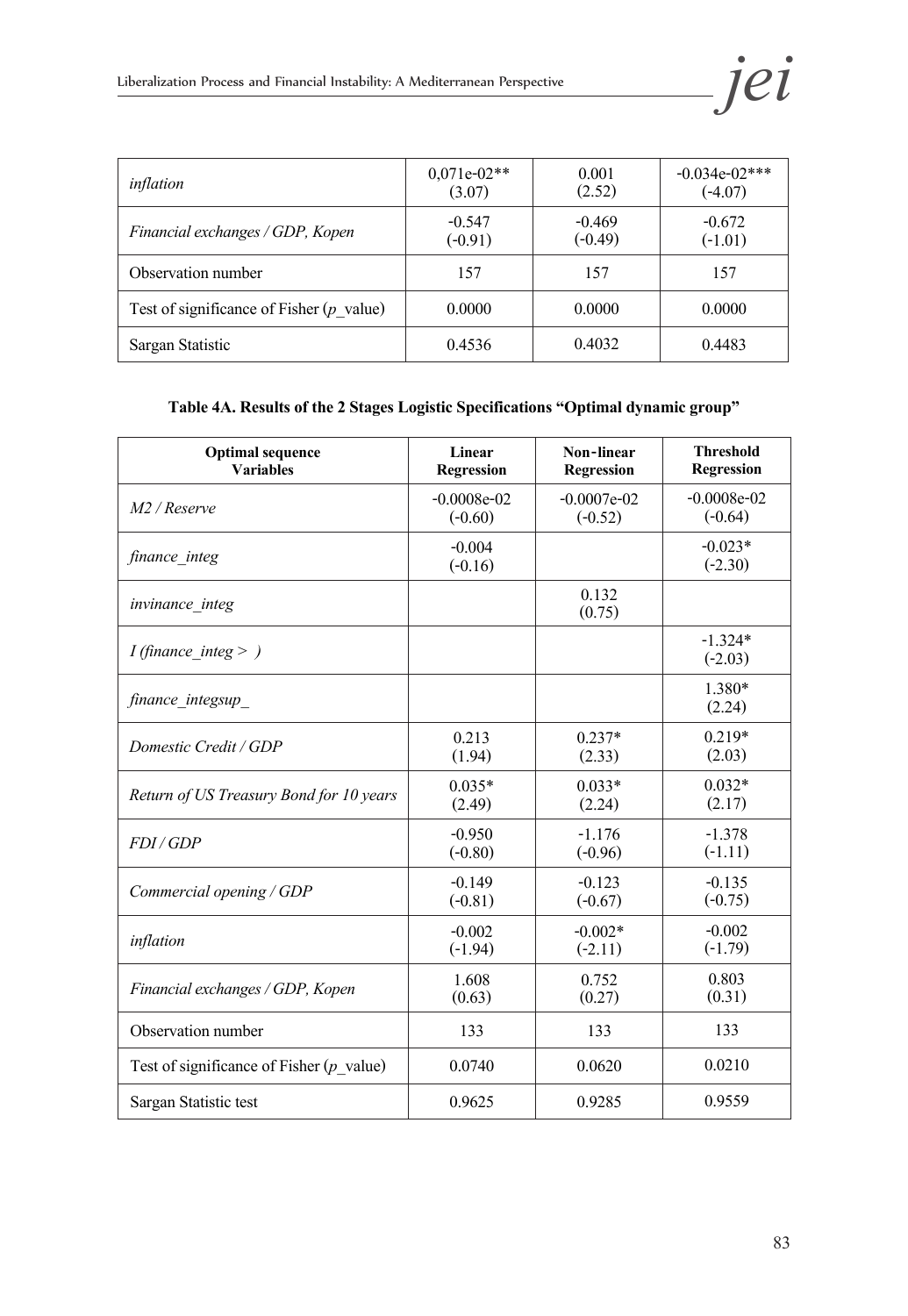| | | | |
|---|---|---|---|
| *inflation* | 0,071e-02** (3.07) | 0.001 (2.52) | -0.034e-02*** (-4.07) |
| *Financial exchanges / GDP, Kopen* | -0.547 (-0.91) | -0.469 (-0.49) | -0.672 (-1.01) |
| Observation number | 157 | 157 | 157 |
| Test of significance of Fisher (*p*_value) | 0.0000 | 0.0000 | 0.0000 |
| Sargan Statistic | 0.4536 | 0.4032 | 0.4483 |

**Table 4A. Results of the 2 Stages Logistic Specifications "Optimal dynamic group"**

| Optimal sequence Variables | Linear Regression | Non-linear Regression | Threshold Regression |
|---|---|---|---|
| *M2 / Reserve* | -0.0008e-02 (-0.60) | -0.0007e-02 (-0.52) | -0.0008e-02 (-0.64) |
| *finance_integ* | -0.004 (-0.16) | | -0.023* (-2.30) |
| *invinance_integ* | | 0.132 (0.75) | |
| *I (finance_integ > )* | | | -1.324* (-2.03) |
| *finance_integsup_* | | | 1.380* (2.24) |
| *Domestic Credit / GDP* | 0.213 (1.94) | 0.237* (2.33) | 0.219* (2.03) |
| *Return of US Treasury Bond for 10 years* | 0.035* (2.49) | 0.033* (2.24) | 0.032* (2.17) |
| *FDI / GDP* | -0.950 (-0.80) | -1.176 (-0.96) | -1.378 (-1.11) |
| *Commercial opening / GDP* | -0.149 (-0.81) | -0.123 (-0.67) | -0.135 (-0.75) |
| *inflation* | -0.002 (-1.94) | -0.002* (-2.11) | -0.002 (-1.79) |
| *Financial exchanges / GDP, Kopen* | 1.608 (0.63) | 0.752 (0.27) | 0.803 (0.31) |
| Observation number | 133 | 133 | 133 |
| Test of significance of Fisher (*p*_value) | 0.0740 | 0.0620 | 0.0210 |
| Sargan Statistic test | 0.9625 | 0.9285 | 0.9559 |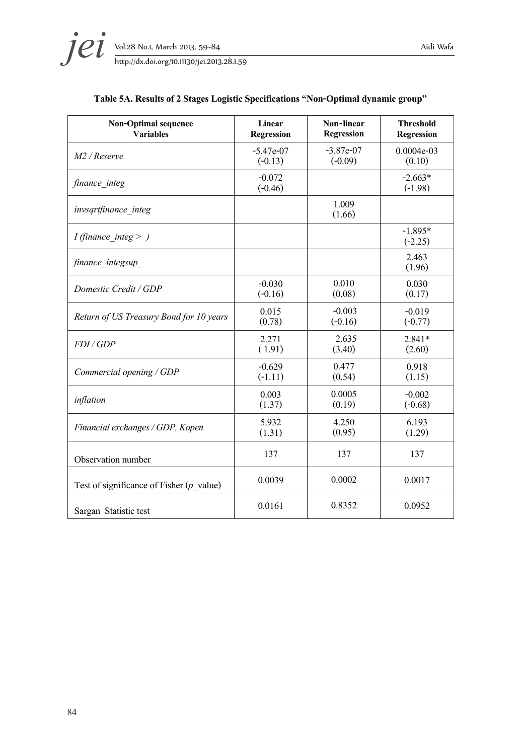**Table 5A. Results of 2 Stages Logistic Specifications "Non-Optimal dynamic group"**

| Non-Optimal sequence Variables | Linear Regression | Non-linear Regression | Threshold Regression |
|---|---|---|---|
| *M2 / Reserve* | -5.47e-07 (-0.13) | -3.87e-07 (-0.09) | 0.0004e-03 (0.10) |
| *finance_integ* | -0.072 (-0.46) | | -2.663* (-1.98) |
| *invsqrtfinance_integ* | | 1.009 (1.66) | |
| *I (finance_integ > )* | | | -1.895* (-2.25) |
| *finance_integsup_* | | | 2.463 (1.96) |
| *Domestic Credit / GDP* | -0.030 (-0.16) | 0.010 (0.08) | 0.030 (0.17) |
| *Return of US Treasury Bond for 10 years* | 0.015 (0.78) | -0.003 (-0.16) | -0.019 (-0.77) |
| *FDI / GDP* | 2.271 ( 1.91) | 2.635 (3.40) | 2.841* (2.60) |
| *Commercial opening / GDP* | -0.629 (-1.11) | 0.477 (0.54) | 0.918 (1.15) |
| *inflation* | 0.003 (1.37) | 0.0005 (0.19) | -0.002 (-0.68) |
| *Financial exchanges / GDP, Kopen* | 5.932 (1.31) | 4.250 (0.95) | 6.193 (1.29) |
| Observation number | 137 | 137 | 137 |
| Test of significance of Fisher (*p*_value) | 0.0039 | 0.0002 | 0.0017 |
| Sargan Statistic test | 0.0161 | 0.8352 | 0.0952 |